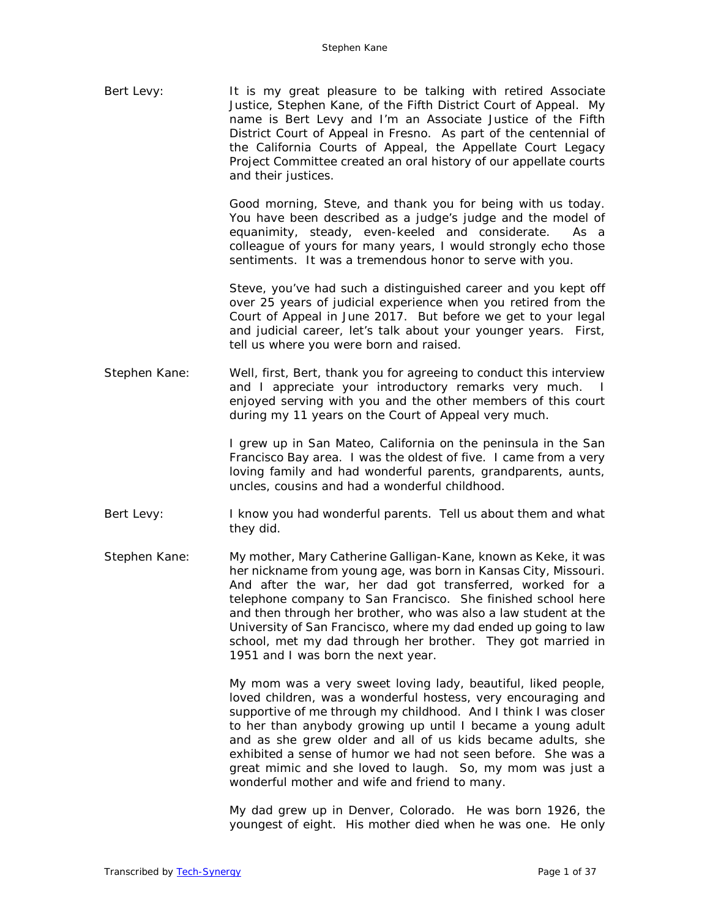Bert Levy: It is my great pleasure to be talking with retired Associate Justice, Stephen Kane, of the Fifth District Court of Appeal. My name is Bert Levy and I'm an Associate Justice of the Fifth District Court of Appeal in Fresno. As part of the centennial of the California Courts of Appeal, the Appellate Court Legacy Project Committee created an oral history of our appellate courts and their justices.

Good morning, Steve, and thank you for being with us today. You have been described as a judge's judge and the model of equanimity, steady, even-keeled and considerate. As a colleague of yours for many years, I would strongly echo those sentiments. It was a tremendous honor to serve with you.

Steve, you've had such a distinguished career and you kept off over 25 years of judicial experience when you retired from the Court of Appeal in June 2017. But before we get to your legal and judicial career, let's talk about your younger years. First, tell us where you were born and raised.

Stephen Kane: Well, first, Bert, thank you for agreeing to conduct this interview and I appreciate your introductory remarks very much. I enjoyed serving with you and the other members of this court during my 11 years on the Court of Appeal very much.

I grew up in San Mateo, California on the peninsula in the San Francisco Bay area. I was the oldest of five. I came from a very loving family and had wonderful parents, grandparents, aunts, uncles, cousins and had a wonderful childhood.

Bert Levy: I know you had wonderful parents. Tell us about them and what they did.

Stephen Kane: My mother, Mary Catherine Galligan-Kane, known as Keke, it was her nickname from young age, was born in Kansas City, Missouri. And after the war, her dad got transferred, worked for a telephone company to San Francisco. She finished school here and then through her brother, who was also a law student at the University of San Francisco, where my dad ended up going to law school, met my dad through her brother. They got married in 1951 and I was born the next year.

My mom was a very sweet loving lady, beautiful, liked people, loved children, was a wonderful hostess, very encouraging and supportive of me through my childhood. And I think I was closer to her than anybody growing up until I became a young adult and as she grew older and all of us kids became adults, she exhibited a sense of humor we had not seen before. She was a great mimic and she loved to laugh. So, my mom was just a wonderful mother and wife and friend to many.

My dad grew up in Denver, Colorado. He was born 1926, the youngest of eight. His mother died when he was one. He only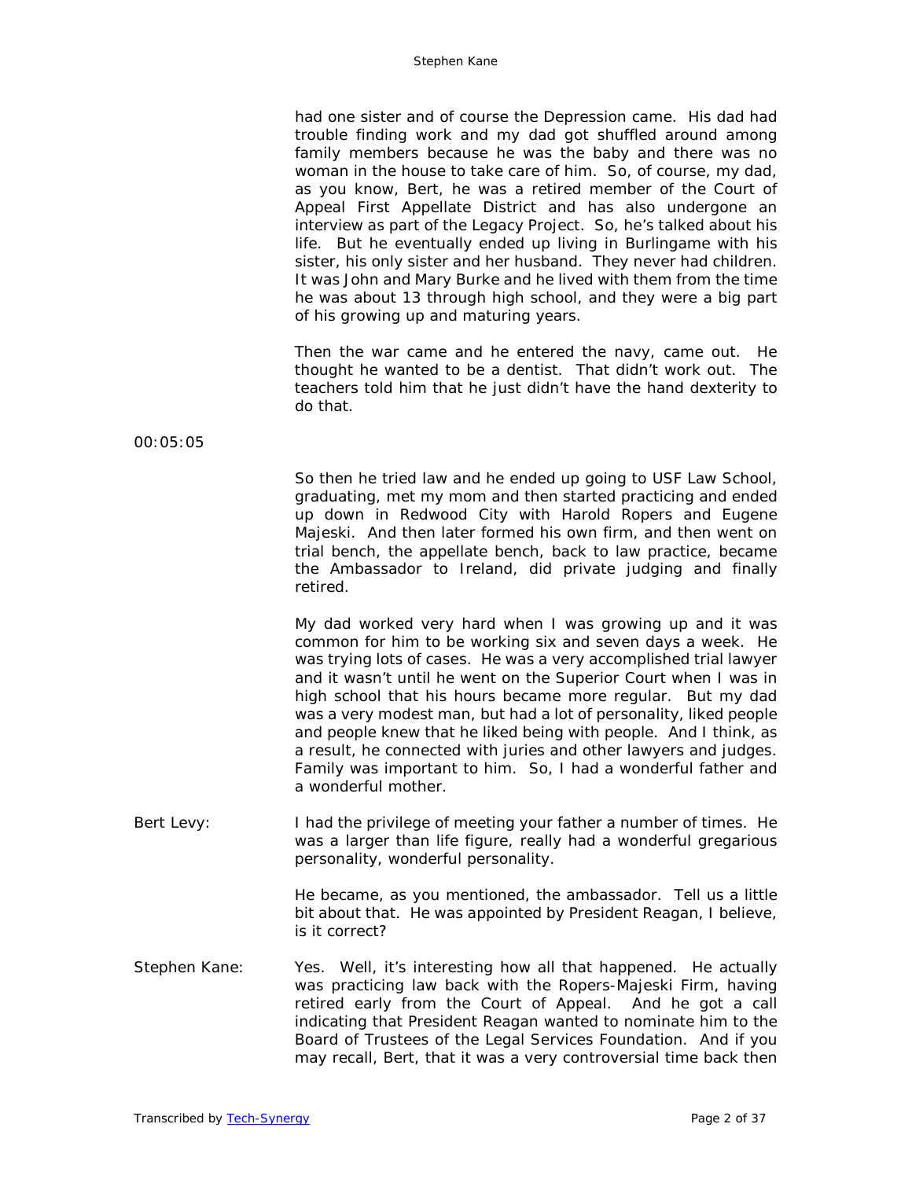had one sister and of course the Depression came. His dad had trouble finding work and my dad got shuffled around among family members because he was the baby and there was no woman in the house to take care of him. So, of course, my dad, as you know, Bert, he was a retired member of the Court of Appeal First Appellate District and has also undergone an interview as part of the Legacy Project. So, he's talked about his life. But he eventually ended up living in Burlingame with his sister, his only sister and her husband. They never had children. It was John and Mary Burke and he lived with them from the time he was about 13 through high school, and they were a big part of his growing up and maturing years.

Then the war came and he entered the navy, came out. He thought he wanted to be a dentist. That didn't work out. The teachers told him that he just didn't have the hand dexterity to do that.

00:05:05

So then he tried law and he ended up going to USF Law School, graduating, met my mom and then started practicing and ended up down in Redwood City with Harold Ropers and Eugene Majeski. And then later formed his own firm, and then went on trial bench, the appellate bench, back to law practice, became the Ambassador to Ireland, did private judging and finally retired.

My dad worked very hard when I was growing up and it was common for him to be working six and seven days a week. He was trying lots of cases. He was a very accomplished trial lawyer and it wasn't until he went on the Superior Court when I was in high school that his hours became more regular. But my dad was a very modest man, but had a lot of personality, liked people and people knew that he liked being with people. And I think, as a result, he connected with juries and other lawyers and judges. Family was important to him. So, I had a wonderful father and a wonderful mother.

Bert Levy: I had the privilege of meeting your father a number of times. He was a larger than life figure, really had a wonderful gregarious personality, wonderful personality.

He became, as you mentioned, the ambassador. Tell us a little bit about that. He was appointed by President Reagan, I believe, is it correct?

Stephen Kane: Yes. Well, it's interesting how all that happened. He actually was practicing law back with the Ropers-Majeski Firm, having retired early from the Court of Appeal. And he got a call indicating that President Reagan wanted to nominate him to the Board of Trustees of the Legal Services Foundation. And if you may recall, Bert, that it was a very controversial time back then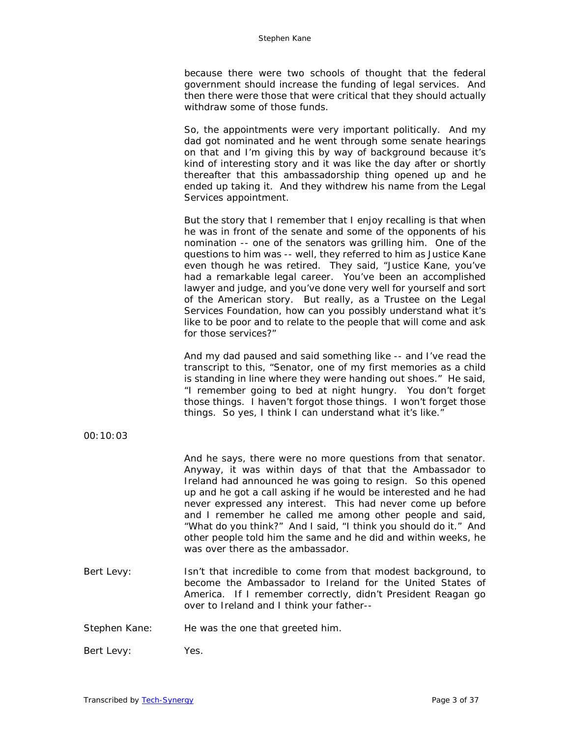because there were two schools of thought that the federal government should increase the funding of legal services. And then there were those that were critical that they should actually withdraw some of those funds.

So, the appointments were very important politically. And my dad got nominated and he went through some senate hearings on that and I'm giving this by way of background because it's kind of interesting story and it was like the day after or shortly thereafter that this ambassadorship thing opened up and he ended up taking it. And they withdrew his name from the Legal Services appointment.

But the story that I remember that I enjoy recalling is that when he was in front of the senate and some of the opponents of his nomination -- one of the senators was grilling him. One of the questions to him was -- well, they referred to him as Justice Kane even though he was retired. They said, "Justice Kane, you've had a remarkable legal career. You've been an accomplished lawyer and judge, and you've done very well for yourself and sort of the American story. But really, as a Trustee on the Legal Services Foundation, how can you possibly understand what it's like to be poor and to relate to the people that will come and ask for those services?"

And my dad paused and said something like -- and I've read the transcript to this, "Senator, one of my first memories as a child is standing in line where they were handing out shoes." He said, "I remember going to bed at night hungry. You don't forget those things. I haven't forgot those things. I won't forget those things. So yes, I think I can understand what it's like."

00:10:03

And he says, there were no more questions from that senator. Anyway, it was within days of that that the Ambassador to Ireland had announced he was going to resign. So this opened up and he got a call asking if he would be interested and he had never expressed any interest. This had never come up before and I remember he called me among other people and said, "What do you think?" And I said, "I think you should do it." And other people told him the same and he did and within weeks, he was over there as the ambassador.

Bert Levy: Isn't that incredible to come from that modest background, to become the Ambassador to Ireland for the United States of America. If I remember correctly, didn't President Reagan go over to Ireland and I think your father--

Stephen Kane: He was the one that greeted him.

Bert Levy: Yes.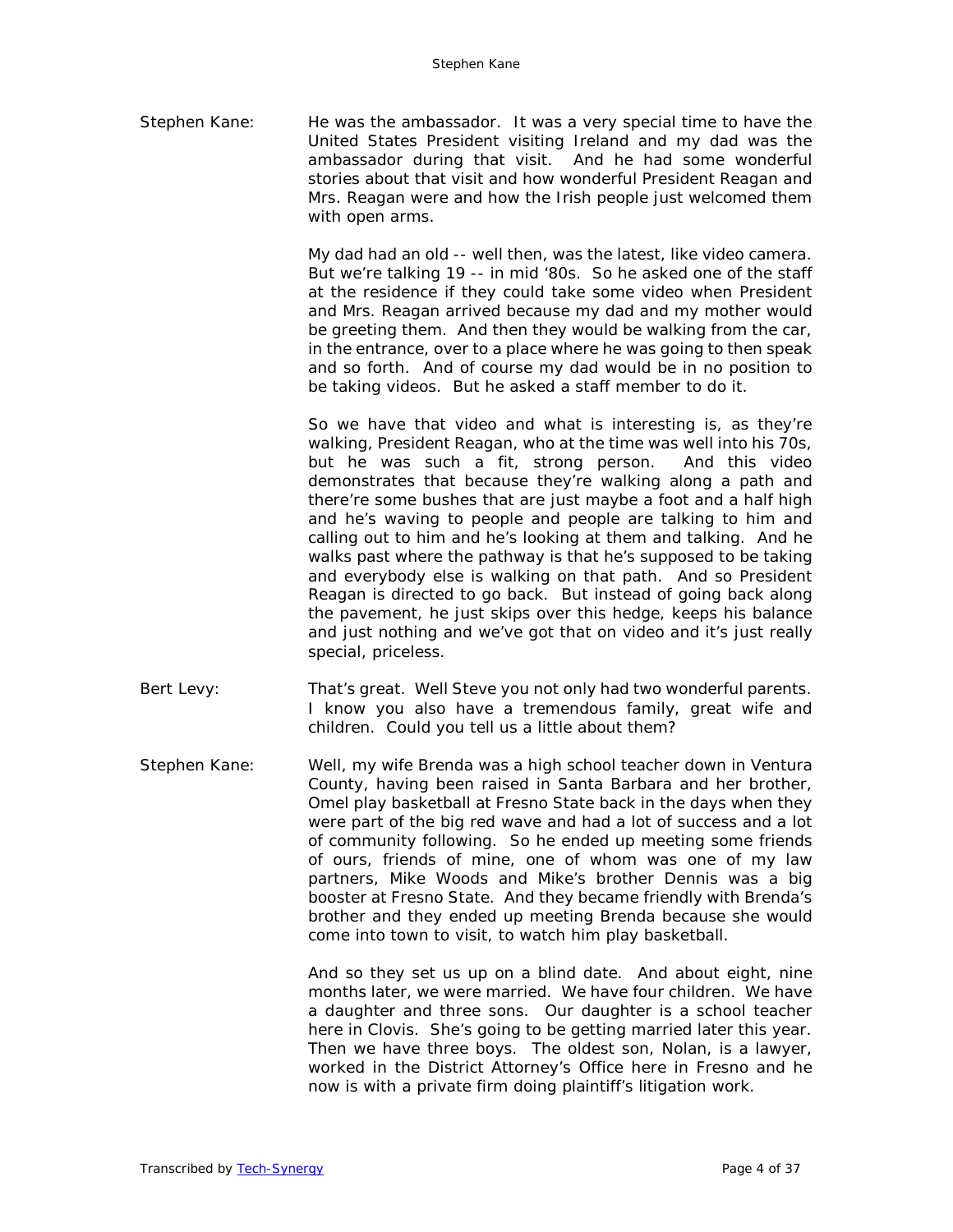Stephen Kane: He was the ambassador. It was a very special time to have the United States President visiting Ireland and my dad was the ambassador during that visit. And he had some wonderful stories about that visit and how wonderful President Reagan and Mrs. Reagan were and how the Irish people just welcomed them with open arms.

My dad had an old -- well then, was the latest, like video camera. But we're talking 19 -- in mid '80s. So he asked one of the staff at the residence if they could take some video when President and Mrs. Reagan arrived because my dad and my mother would be greeting them. And then they would be walking from the car, in the entrance, over to a place where he was going to then speak and so forth. And of course my dad would be in no position to be taking videos. But he asked a staff member to do it.

So we have that video and what is interesting is, as they're walking, President Reagan, who at the time was well into his 70s, but he was such a fit, strong person. And this video demonstrates that because they're walking along a path and there're some bushes that are just maybe a foot and a half high and he's waving to people and people are talking to him and calling out to him and he's looking at them and talking. And he walks past where the pathway is that he's supposed to be taking and everybody else is walking on that path. And so President Reagan is directed to go back. But instead of going back along the pavement, he just skips over this hedge, keeps his balance and just nothing and we've got that on video and it's just really special, priceless.

Bert Levy: That's great. Well Steve you not only had two wonderful parents. I know you also have a tremendous family, great wife and children. Could you tell us a little about them?

Stephen Kane: Well, my wife Brenda was a high school teacher down in Ventura County, having been raised in Santa Barbara and her brother, Omel play basketball at Fresno State back in the days when they were part of the big red wave and had a lot of success and a lot of community following. So he ended up meeting some friends of ours, friends of mine, one of whom was one of my law partners, Mike Woods and Mike's brother Dennis was a big booster at Fresno State. And they became friendly with Brenda's brother and they ended up meeting Brenda because she would come into town to visit, to watch him play basketball.

And so they set us up on a blind date. And about eight, nine months later, we were married. We have four children. We have a daughter and three sons. Our daughter is a school teacher here in Clovis. She's going to be getting married later this year. Then we have three boys. The oldest son, Nolan, is a lawyer, worked in the District Attorney's Office here in Fresno and he now is with a private firm doing plaintiff's litigation work.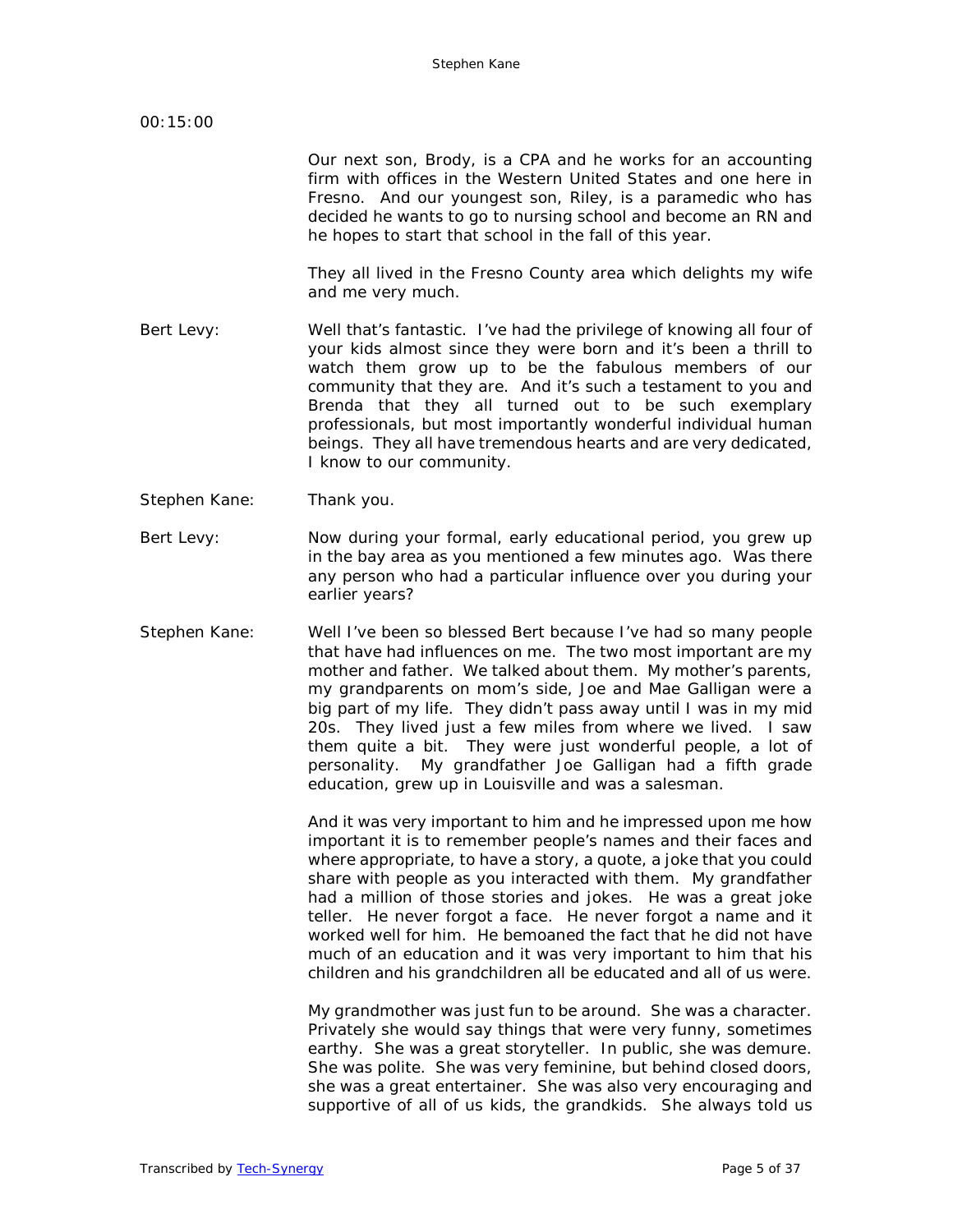00:15:00

Our next son, Brody, is a CPA and he works for an accounting firm with offices in the Western United States and one here in Fresno. And our youngest son, Riley, is a paramedic who has decided he wants to go to nursing school and become an RN and he hopes to start that school in the fall of this year.

They all lived in the Fresno County area which delights my wife and me very much.

Bert Levy: Well that's fantastic. I've had the privilege of knowing all four of your kids almost since they were born and it's been a thrill to watch them grow up to be the fabulous members of our community that they are. And it's such a testament to you and Brenda that they all turned out to be such exemplary professionals, but most importantly wonderful individual human beings. They all have tremendous hearts and are very dedicated, I know to our community.

Stephen Kane: Thank you.

Bert Levy: Now during your formal, early educational period, you grew up in the bay area as you mentioned a few minutes ago. Was there any person who had a particular influence over you during your earlier years?

Stephen Kane: Well I've been so blessed Bert because I've had so many people that have had influences on me. The two most important are my mother and father. We talked about them. My mother's parents, my grandparents on mom's side, Joe and Mae Galligan were a big part of my life. They didn't pass away until I was in my mid 20s. They lived just a few miles from where we lived. I saw them quite a bit. They were just wonderful people, a lot of personality. My grandfather Joe Galligan had a fifth grade education, grew up in Louisville and was a salesman.

And it was very important to him and he impressed upon me how important it is to remember people's names and their faces and where appropriate, to have a story, a quote, a joke that you could share with people as you interacted with them. My grandfather had a million of those stories and jokes. He was a great joke teller. He never forgot a face. He never forgot a name and it worked well for him. He bemoaned the fact that he did not have much of an education and it was very important to him that his children and his grandchildren all be educated and all of us were.

My grandmother was just fun to be around. She was a character. Privately she would say things that were very funny, sometimes earthy. She was a great storyteller. In public, she was demure. She was polite. She was very feminine, but behind closed doors, she was a great entertainer. She was also very encouraging and supportive of all of us kids, the grandkids. She always told us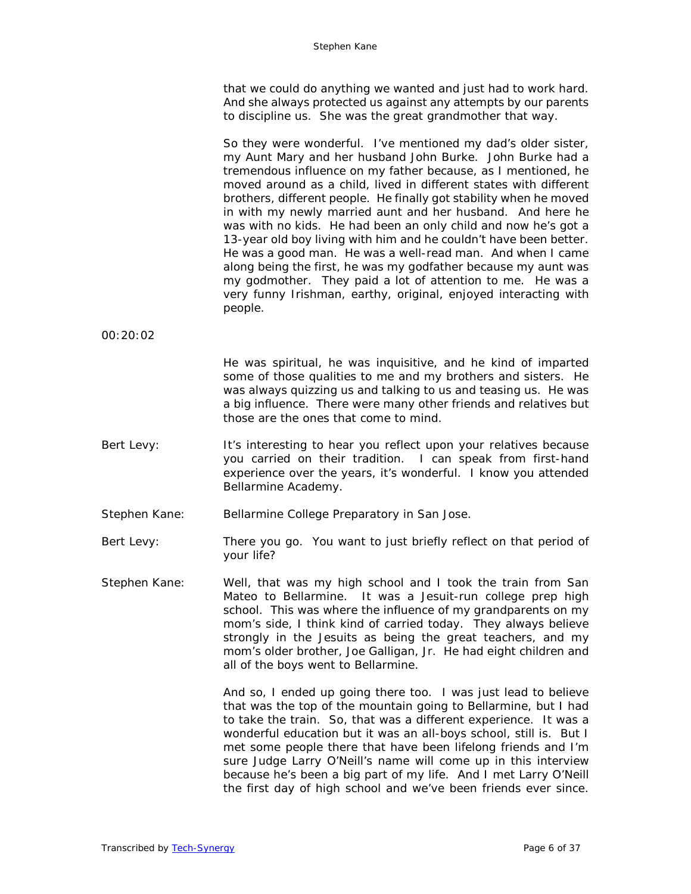that we could do anything we wanted and just had to work hard. And she always protected us against any attempts by our parents to discipline us. She was the great grandmother that way.

So they were wonderful. I've mentioned my dad's older sister, my Aunt Mary and her husband John Burke. John Burke had a tremendous influence on my father because, as I mentioned, he moved around as a child, lived in different states with different brothers, different people. He finally got stability when he moved in with my newly married aunt and her husband. And here he was with no kids. He had been an only child and now he's got a 13-year old boy living with him and he couldn't have been better. He was a good man. He was a well-read man. And when I came along being the first, he was my godfather because my aunt was my godmother. They paid a lot of attention to me. He was a very funny Irishman, earthy, original, enjoyed interacting with people.

00:20:02

He was spiritual, he was inquisitive, and he kind of imparted some of those qualities to me and my brothers and sisters. He was always quizzing us and talking to us and teasing us. He was a big influence. There were many other friends and relatives but those are the ones that come to mind.

Bert Levy: It's interesting to hear you reflect upon your relatives because you carried on their tradition. I can speak from first-hand experience over the years, it's wonderful. I know you attended Bellarmine Academy.

Stephen Kane: Bellarmine College Preparatory in San Jose.

Bert Levy: There you go. You want to just briefly reflect on that period of your life?

Stephen Kane: Well, that was my high school and I took the train from San Mateo to Bellarmine. It was a Jesuit-run college prep high school. This was where the influence of my grandparents on my mom's side, I think kind of carried today. They always believe strongly in the Jesuits as being the great teachers, and my mom's older brother, Joe Galligan, Jr. He had eight children and all of the boys went to Bellarmine.

And so, I ended up going there too. I was just lead to believe that was the top of the mountain going to Bellarmine, but I had to take the train. So, that was a different experience. It was a wonderful education but it was an all-boys school, still is. But I met some people there that have been lifelong friends and I'm sure Judge Larry O'Neill's name will come up in this interview because he's been a big part of my life. And I met Larry O'Neill the first day of high school and we've been friends ever since.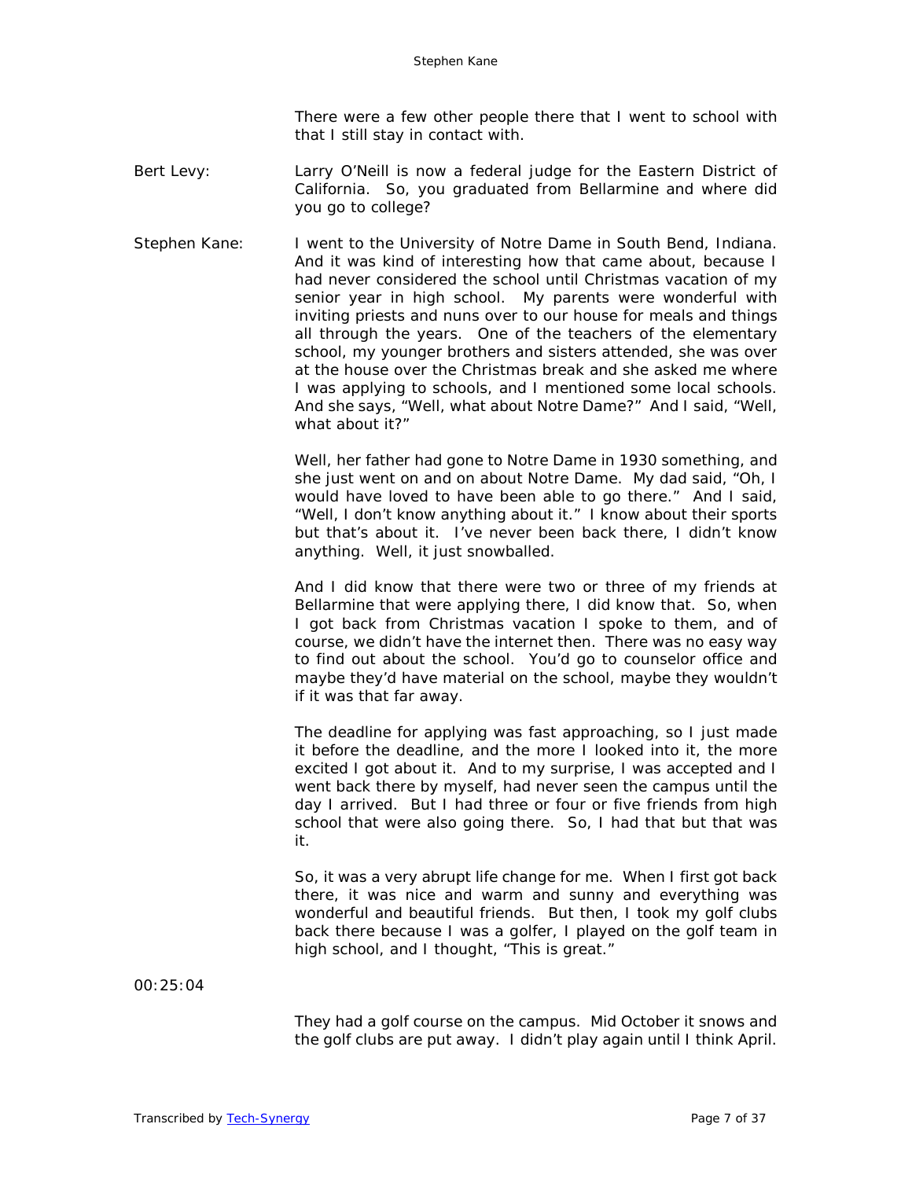There were a few other people there that I went to school with that I still stay in contact with.

Bert Levy: Larry O'Neill is now a federal judge for the Eastern District of California. So, you graduated from Bellarmine and where did you go to college?

Stephen Kane: I went to the University of Notre Dame in South Bend, Indiana. And it was kind of interesting how that came about, because I had never considered the school until Christmas vacation of my senior year in high school. My parents were wonderful with inviting priests and nuns over to our house for meals and things all through the years. One of the teachers of the elementary school, my younger brothers and sisters attended, she was over at the house over the Christmas break and she asked me where I was applying to schools, and I mentioned some local schools. And she says, "Well, what about Notre Dame?" And I said, "Well, what about it?"

Well, her father had gone to Notre Dame in 1930 something, and she just went on and on about Notre Dame. My dad said, "Oh, I would have loved to have been able to go there." And I said, "Well, I don't know anything about it." I know about their sports but that's about it. I've never been back there, I didn't know anything. Well, it just snowballed.

And I did know that there were two or three of my friends at Bellarmine that were applying there, I did know that. So, when I got back from Christmas vacation I spoke to them, and of course, we didn't have the internet then. There was no easy way to find out about the school. You'd go to counselor office and maybe they'd have material on the school, maybe they wouldn't if it was that far away.

The deadline for applying was fast approaching, so I just made it before the deadline, and the more I looked into it, the more excited I got about it. And to my surprise, I was accepted and I went back there by myself, had never seen the campus until the day I arrived. But I had three or four or five friends from high school that were also going there. So, I had that but that was it.

So, it was a very abrupt life change for me. When I first got back there, it was nice and warm and sunny and everything was wonderful and beautiful friends. But then, I took my golf clubs back there because I was a golfer, I played on the golf team in high school, and I thought, "This is great."

00:25:04

They had a golf course on the campus. Mid October it snows and the golf clubs are put away. I didn't play again until I think April.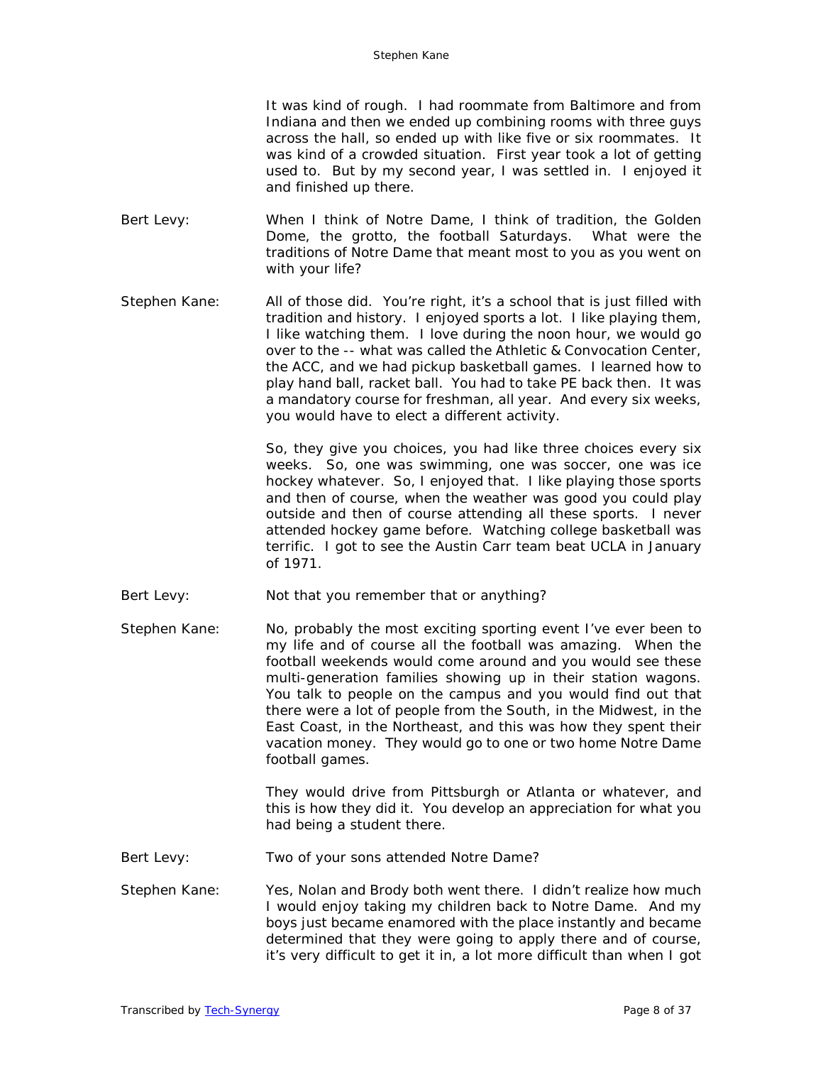It was kind of rough. I had roommate from Baltimore and from Indiana and then we ended up combining rooms with three guys across the hall, so ended up with like five or six roommates. It was kind of a crowded situation. First year took a lot of getting used to. But by my second year, I was settled in. I enjoyed it and finished up there.

**Bert Levy:** When I think of Notre Dame, I think of tradition, the Golden Dome, the grotto, the football Saturdays. What were the traditions of Notre Dame that meant most to you as you went on with your life?

**Stephen Kane:** All of those did. You're right, it's a school that is just filled with tradition and history. I enjoyed sports a lot. I like playing them, I like watching them. I love during the noon hour, we would go over to the -- what was called the Athletic & Convocation Center, the ACC, and we had pickup basketball games. I learned how to play hand ball, racket ball. You had to take PE back then. It was a mandatory course for freshman, all year. And every six weeks, you would have to elect a different activity.

So, they give you choices, you had like three choices every six weeks. So, one was swimming, one was soccer, one was ice hockey whatever. So, I enjoyed that. I like playing those sports and then of course, when the weather was good you could play outside and then of course attending all these sports. I never attended hockey game before. Watching college basketball was terrific. I got to see the Austin Carr team beat UCLA in January of 1971.

**Bert Levy:** Not that you remember that or anything?

**Stephen Kane:** No, probably the most exciting sporting event I've ever been to my life and of course all the football was amazing. When the football weekends would come around and you would see these multi-generation families showing up in their station wagons. You talk to people on the campus and you would find out that there were a lot of people from the South, in the Midwest, in the East Coast, in the Northeast, and this was how they spent their vacation money. They would go to one or two home Notre Dame football games.

They would drive from Pittsburgh or Atlanta or whatever, and this is how they did it. You develop an appreciation for what you had being a student there.

**Bert Levy:** Two of your sons attended Notre Dame?

**Stephen Kane:** Yes, Nolan and Brody both went there. I didn't realize how much I would enjoy taking my children back to Notre Dame. And my boys just became enamored with the place instantly and became determined that they were going to apply there and of course, it's very difficult to get it in, a lot more difficult than when I got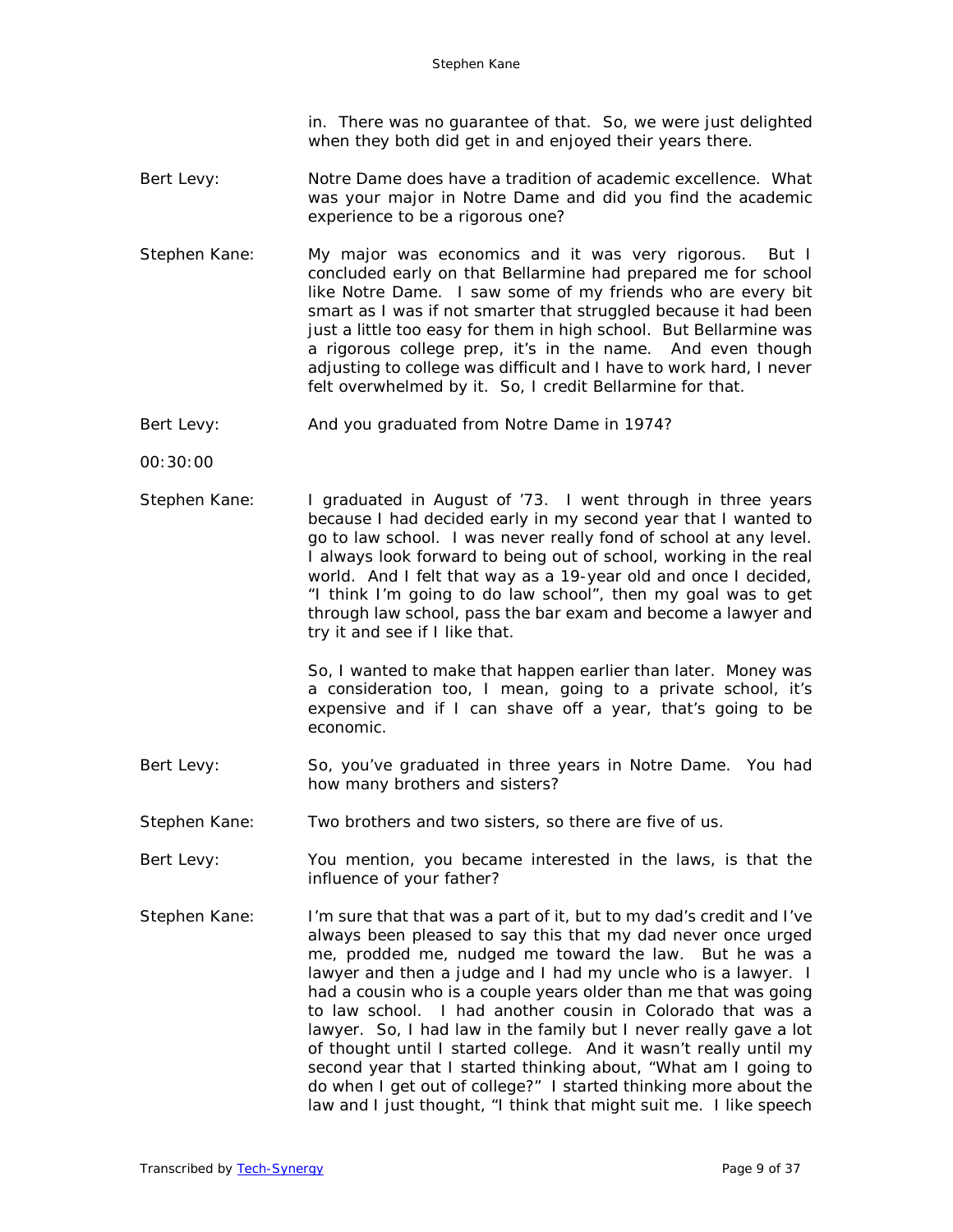in. There was no guarantee of that. So, we were just delighted when they both did get in and enjoyed their years there.

Bert Levy: Notre Dame does have a tradition of academic excellence. What was your major in Notre Dame and did you find the academic experience to be a rigorous one?

Stephen Kane: My major was economics and it was very rigorous. But I concluded early on that Bellarmine had prepared me for school like Notre Dame. I saw some of my friends who are every bit smart as I was if not smarter that struggled because it had been just a little too easy for them in high school. But Bellarmine was a rigorous college prep, it's in the name. And even though adjusting to college was difficult and I have to work hard, I never felt overwhelmed by it. So, I credit Bellarmine for that.

Bert Levy: And you graduated from Notre Dame in 1974?

00:30:00

Stephen Kane: I graduated in August of '73. I went through in three years because I had decided early in my second year that I wanted to go to law school. I was never really fond of school at any level. I always look forward to being out of school, working in the real world. And I felt that way as a 19-year old and once I decided, "I think I'm going to do law school", then my goal was to get through law school, pass the bar exam and become a lawyer and try it and see if I like that.

So, I wanted to make that happen earlier than later. Money was a consideration too, I mean, going to a private school, it's expensive and if I can shave off a year, that's going to be economic.

Bert Levy: So, you've graduated in three years in Notre Dame. You had how many brothers and sisters?

Stephen Kane: Two brothers and two sisters, so there are five of us.

Bert Levy: You mention, you became interested in the laws, is that the influence of your father?

Stephen Kane: I'm sure that that was a part of it, but to my dad's credit and I've always been pleased to say this that my dad never once urged me, prodded me, nudged me toward the law. But he was a lawyer and then a judge and I had my uncle who is a lawyer. I had a cousin who is a couple years older than me that was going to law school. I had another cousin in Colorado that was a lawyer. So, I had law in the family but I never really gave a lot of thought until I started college. And it wasn't really until my second year that I started thinking about, "What am I going to do when I get out of college?" I started thinking more about the law and I just thought, "I think that might suit me. I like speech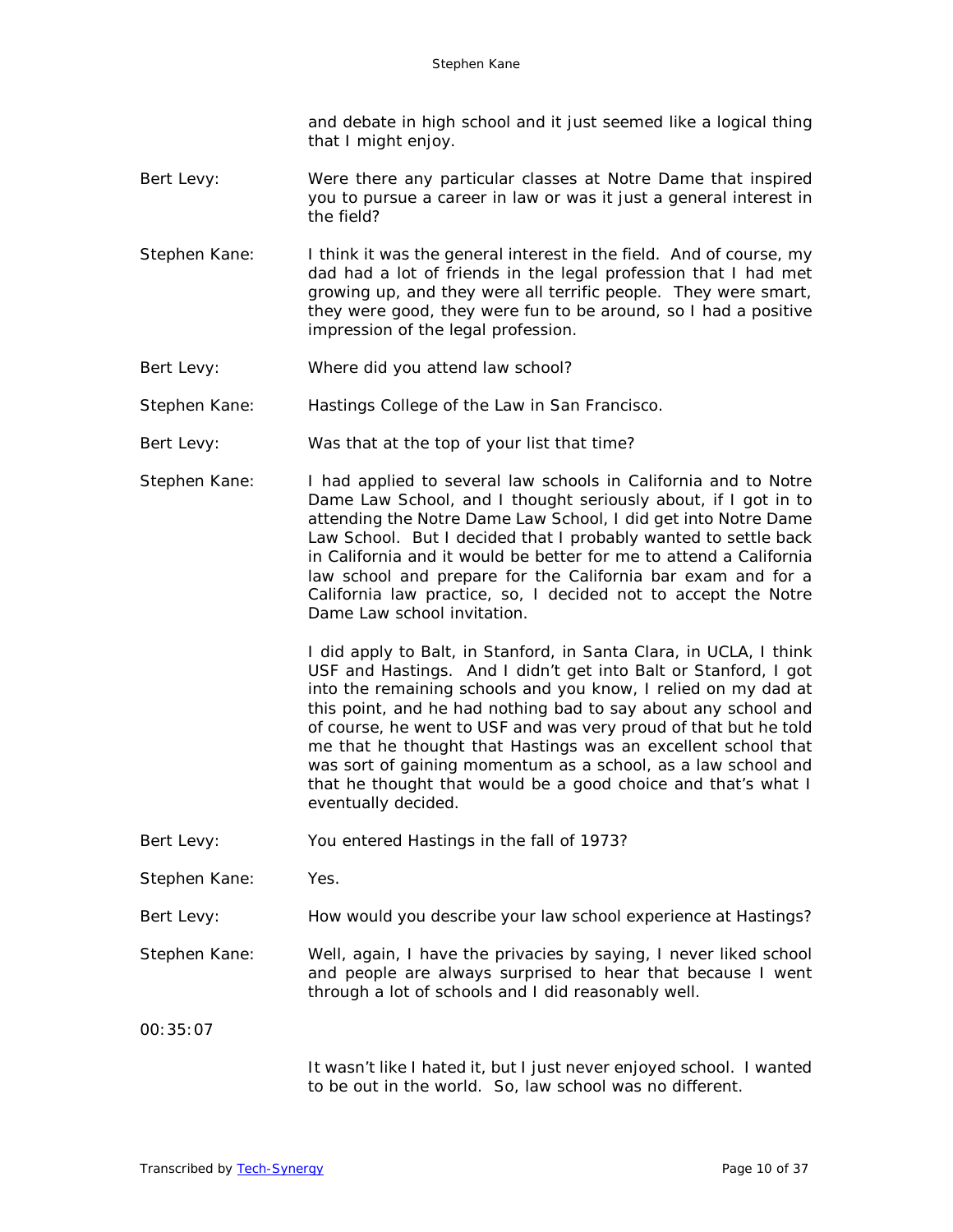and debate in high school and it just seemed like a logical thing that I might enjoy.

Bert Levy: Were there any particular classes at Notre Dame that inspired you to pursue a career in law or was it just a general interest in the field?

Stephen Kane: I think it was the general interest in the field. And of course, my dad had a lot of friends in the legal profession that I had met growing up, and they were all terrific people. They were smart, they were good, they were fun to be around, so I had a positive impression of the legal profession.

Bert Levy: Where did you attend law school?

Stephen Kane: Hastings College of the Law in San Francisco.

Bert Levy: Was that at the top of your list that time?

Stephen Kane: I had applied to several law schools in California and to Notre Dame Law School, and I thought seriously about, if I got in to attending the Notre Dame Law School, I did get into Notre Dame Law School. But I decided that I probably wanted to settle back in California and it would be better for me to attend a California law school and prepare for the California bar exam and for a California law practice, so, I decided not to accept the Notre Dame Law school invitation.

I did apply to Balt, in Stanford, in Santa Clara, in UCLA, I think USF and Hastings. And I didn't get into Balt or Stanford, I got into the remaining schools and you know, I relied on my dad at this point, and he had nothing bad to say about any school and of course, he went to USF and was very proud of that but he told me that he thought that Hastings was an excellent school that was sort of gaining momentum as a school, as a law school and that he thought that would be a good choice and that's what I eventually decided.

Bert Levy: You entered Hastings in the fall of 1973?

Stephen Kane: Yes.

Bert Levy: How would you describe your law school experience at Hastings?

Stephen Kane: Well, again, I have the privacies by saying, I never liked school and people are always surprised to hear that because I went through a lot of schools and I did reasonably well.

00:35:07

It wasn't like I hated it, but I just never enjoyed school. I wanted to be out in the world. So, law school was no different.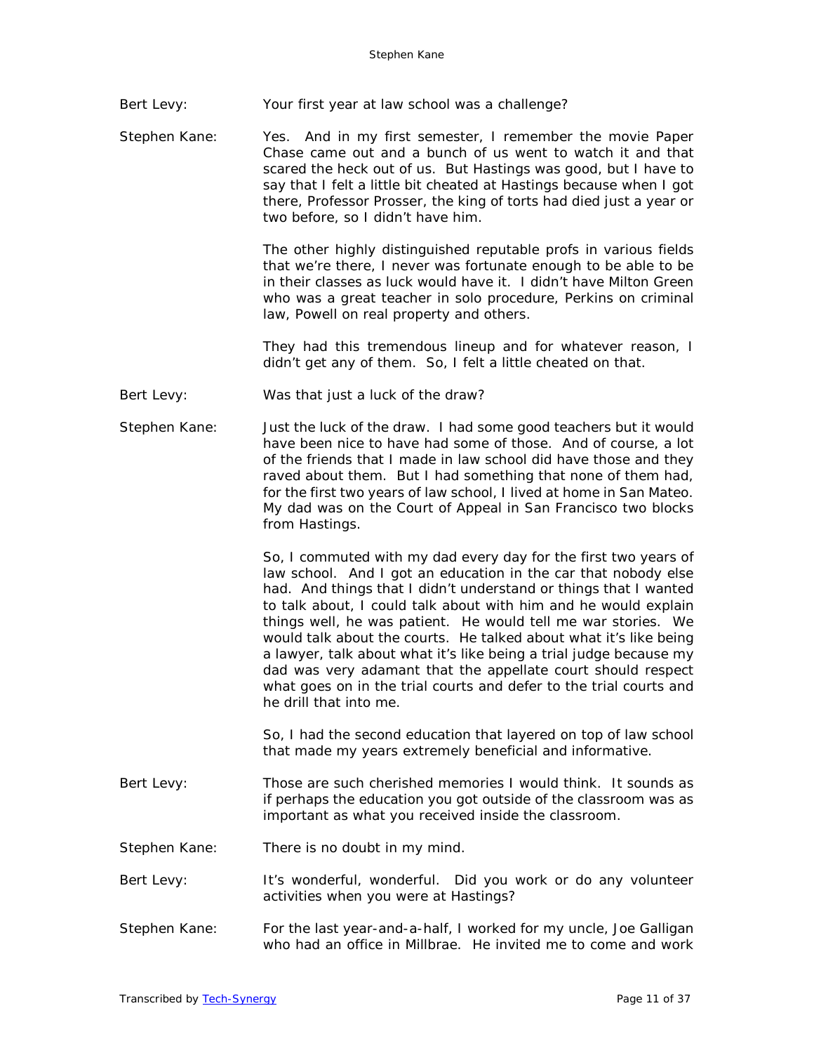Bert Levy: Your first year at law school was a challenge?

Stephen Kane: Yes. And in my first semester, I remember the movie Paper Chase came out and a bunch of us went to watch it and that scared the heck out of us. But Hastings was good, but I have to say that I felt a little bit cheated at Hastings because when I got there, Professor Prosser, the king of torts had died just a year or two before, so I didn't have him.

The other highly distinguished reputable profs in various fields that we're there, I never was fortunate enough to be able to be in their classes as luck would have it. I didn't have Milton Green who was a great teacher in solo procedure, Perkins on criminal law, Powell on real property and others.

They had this tremendous lineup and for whatever reason, I didn't get any of them. So, I felt a little cheated on that.

Bert Levy: Was that just a luck of the draw?

Stephen Kane: Just the luck of the draw. I had some good teachers but it would have been nice to have had some of those. And of course, a lot of the friends that I made in law school did have those and they raved about them. But I had something that none of them had, for the first two years of law school, I lived at home in San Mateo. My dad was on the Court of Appeal in San Francisco two blocks from Hastings.

So, I commuted with my dad every day for the first two years of law school. And I got an education in the car that nobody else had. And things that I didn't understand or things that I wanted to talk about, I could talk about with him and he would explain things well, he was patient. He would tell me war stories. We would talk about the courts. He talked about what it's like being a lawyer, talk about what it's like being a trial judge because my dad was very adamant that the appellate court should respect what goes on in the trial courts and defer to the trial courts and he drill that into me.

So, I had the second education that layered on top of law school that made my years extremely beneficial and informative.

Bert Levy: Those are such cherished memories I would think. It sounds as if perhaps the education you got outside of the classroom was as important as what you received inside the classroom.

Stephen Kane: There is no doubt in my mind.

Bert Levy: It's wonderful, wonderful. Did you work or do any volunteer activities when you were at Hastings?

Stephen Kane: For the last year-and-a-half, I worked for my uncle, Joe Galligan who had an office in Millbrae. He invited me to come and work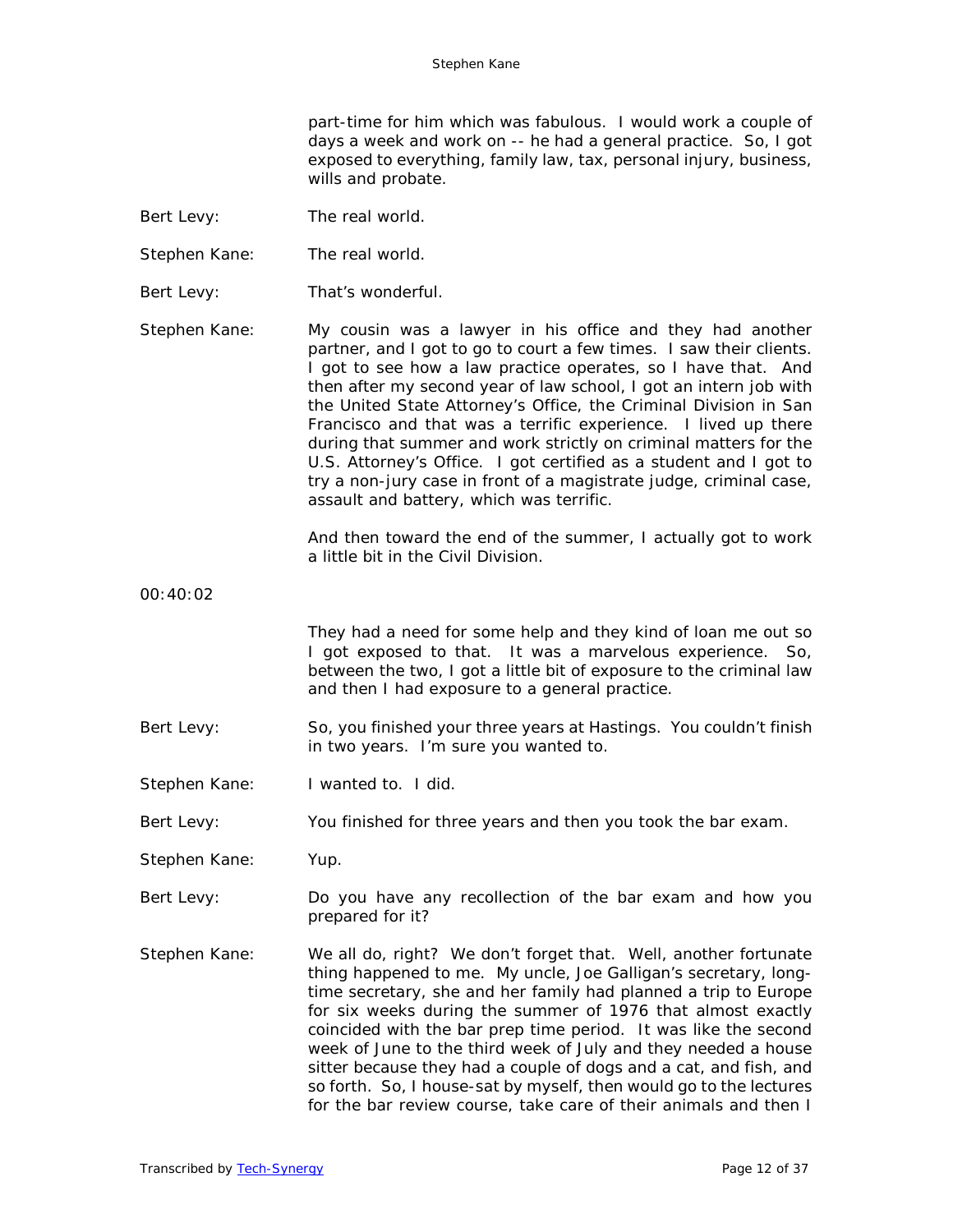part-time for him which was fabulous. I would work a couple of days a week and work on -- he had a general practice. So, I got exposed to everything, family law, tax, personal injury, business, wills and probate.

Bert Levy: The real world.

Stephen Kane: The real world.

Bert Levy: That's wonderful.

Stephen Kane: My cousin was a lawyer in his office and they had another partner, and I got to go to court a few times. I saw their clients. I got to see how a law practice operates, so I have that. And then after my second year of law school, I got an intern job with the United State Attorney's Office, the Criminal Division in San Francisco and that was a terrific experience. I lived up there during that summer and work strictly on criminal matters for the U.S. Attorney's Office. I got certified as a student and I got to try a non-jury case in front of a magistrate judge, criminal case, assault and battery, which was terrific.

And then toward the end of the summer, I actually got to work a little bit in the Civil Division.

00:40:02

They had a need for some help and they kind of loan me out so I got exposed to that. It was a marvelous experience. So, between the two, I got a little bit of exposure to the criminal law and then I had exposure to a general practice.

Bert Levy: So, you finished your three years at Hastings. You couldn't finish in two years. I'm sure you wanted to.

Stephen Kane: I wanted to. I did.

Bert Levy: You finished for three years and then you took the bar exam.

Stephen Kane: Yup.

Bert Levy: Do you have any recollection of the bar exam and how you prepared for it?

Stephen Kane: We all do, right? We don't forget that. Well, another fortunate thing happened to me. My uncle, Joe Galligan's secretary, long-time secretary, she and her family had planned a trip to Europe for six weeks during the summer of 1976 that almost exactly coincided with the bar prep time period. It was like the second week of June to the third week of July and they needed a house sitter because they had a couple of dogs and a cat, and fish, and so forth. So, I house-sat by myself, then would go to the lectures for the bar review course, take care of their animals and then I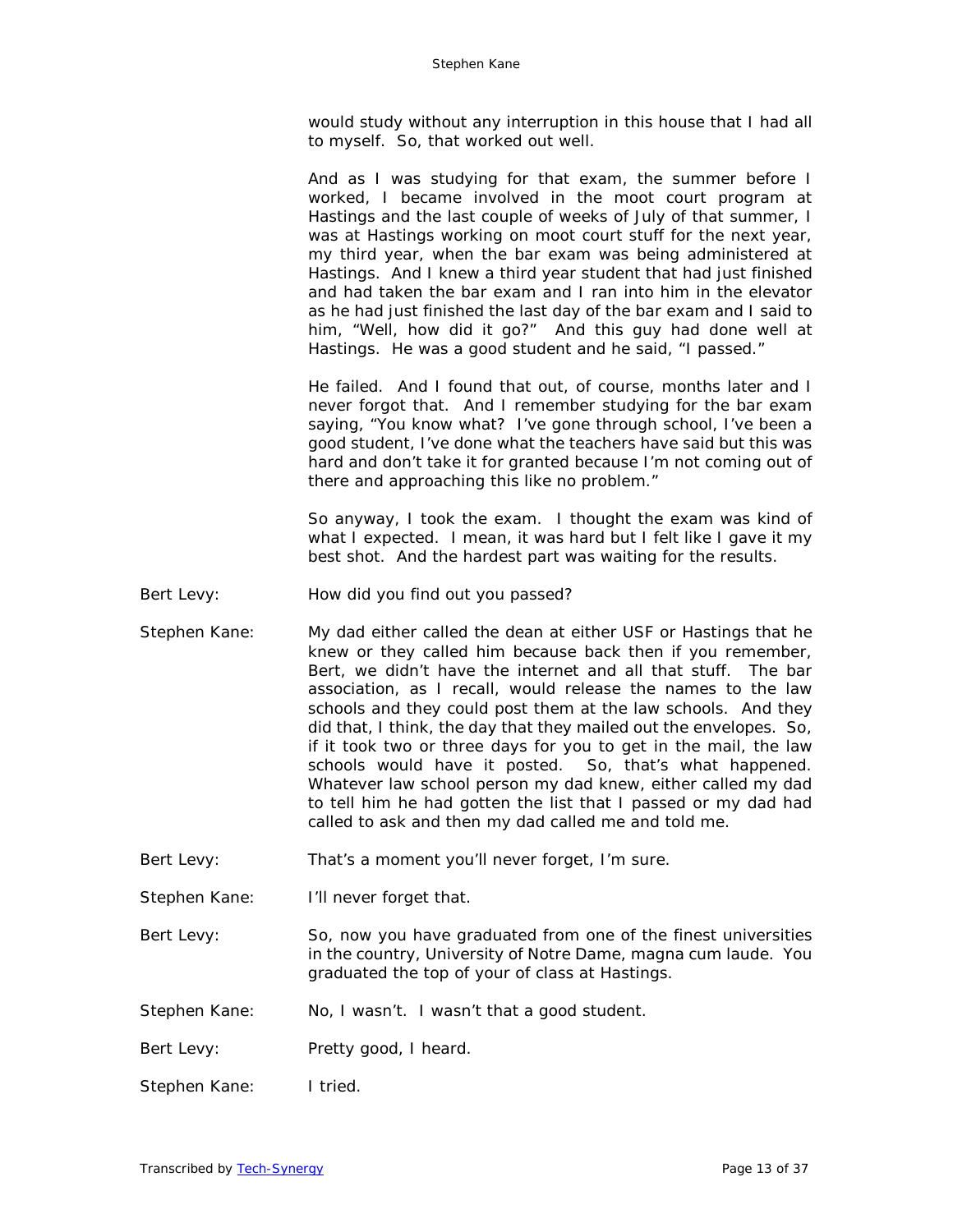would study without any interruption in this house that I had all to myself. So, that worked out well.

And as I was studying for that exam, the summer before I worked, I became involved in the moot court program at Hastings and the last couple of weeks of July of that summer, I was at Hastings working on moot court stuff for the next year, my third year, when the bar exam was being administered at Hastings. And I knew a third year student that had just finished and had taken the bar exam and I ran into him in the elevator as he had just finished the last day of the bar exam and I said to him, "Well, how did it go?" And this guy had done well at Hastings. He was a good student and he said, "I passed."

He failed. And I found that out, of course, months later and I never forgot that. And I remember studying for the bar exam saying, "You know what? I've gone through school, I've been a good student, I've done what the teachers have said but this was hard and don't take it for granted because I'm not coming out of there and approaching this like no problem."

So anyway, I took the exam. I thought the exam was kind of what I expected. I mean, it was hard but I felt like I gave it my best shot. And the hardest part was waiting for the results.

Bert Levy: How did you find out you passed?

Stephen Kane: My dad either called the dean at either USF or Hastings that he knew or they called him because back then if you remember, Bert, we didn't have the internet and all that stuff. The bar association, as I recall, would release the names to the law schools and they could post them at the law schools. And they did that, I think, the day that they mailed out the envelopes. So, if it took two or three days for you to get in the mail, the law schools would have it posted. So, that's what happened. Whatever law school person my dad knew, either called my dad to tell him he had gotten the list that I passed or my dad had called to ask and then my dad called me and told me.

Bert Levy: That's a moment you'll never forget, I'm sure.

Stephen Kane: I'll never forget that.

Bert Levy: So, now you have graduated from one of the finest universities in the country, University of Notre Dame, magna cum laude. You graduated the top of your of class at Hastings.

Stephen Kane: No, I wasn't. I wasn't that a good student.

Bert Levy: Pretty good, I heard.

Stephen Kane: I tried.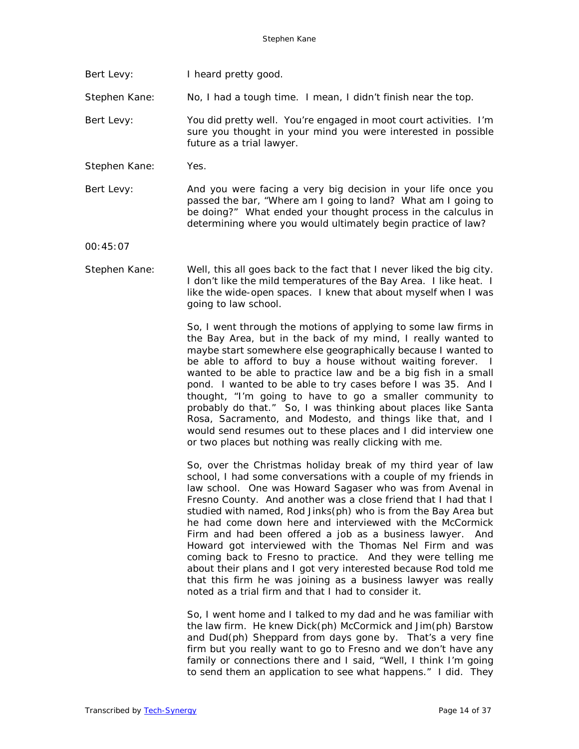Bert Levy: I heard pretty good.

Stephen Kane: No, I had a tough time. I mean, I didn't finish near the top.

Bert Levy: You did pretty well. You're engaged in moot court activities. I'm sure you thought in your mind you were interested in possible future as a trial lawyer.

Stephen Kane: Yes.

Bert Levy: And you were facing a very big decision in your life once you passed the bar, "Where am I going to land? What am I going to be doing?" What ended your thought process in the calculus in determining where you would ultimately begin practice of law?

00:45:07

Stephen Kane: Well, this all goes back to the fact that I never liked the big city. I don't like the mild temperatures of the Bay Area. I like heat. I like the wide-open spaces. I knew that about myself when I was going to law school.

So, I went through the motions of applying to some law firms in the Bay Area, but in the back of my mind, I really wanted to maybe start somewhere else geographically because I wanted to be able to afford to buy a house without waiting forever. I wanted to be able to practice law and be a big fish in a small pond. I wanted to be able to try cases before I was 35. And I thought, "I'm going to have to go a smaller community to probably do that." So, I was thinking about places like Santa Rosa, Sacramento, and Modesto, and things like that, and I would send resumes out to these places and I did interview one or two places but nothing was really clicking with me.

So, over the Christmas holiday break of my third year of law school, I had some conversations with a couple of my friends in law school. One was Howard Sagaser who was from Avenal in Fresno County. And another was a close friend that I had that I studied with named, Rod Jinks(ph) who is from the Bay Area but he had come down here and interviewed with the McCormick Firm and had been offered a job as a business lawyer. And Howard got interviewed with the Thomas Nel Firm and was coming back to Fresno to practice. And they were telling me about their plans and I got very interested because Rod told me that this firm he was joining as a business lawyer was really noted as a trial firm and that I had to consider it.

So, I went home and I talked to my dad and he was familiar with the law firm. He knew Dick(ph) McCormick and Jim(ph) Barstow and Dud(ph) Sheppard from days gone by. That's a very fine firm but you really want to go to Fresno and we don't have any family or connections there and I said, "Well, I think I'm going to send them an application to see what happens." I did. They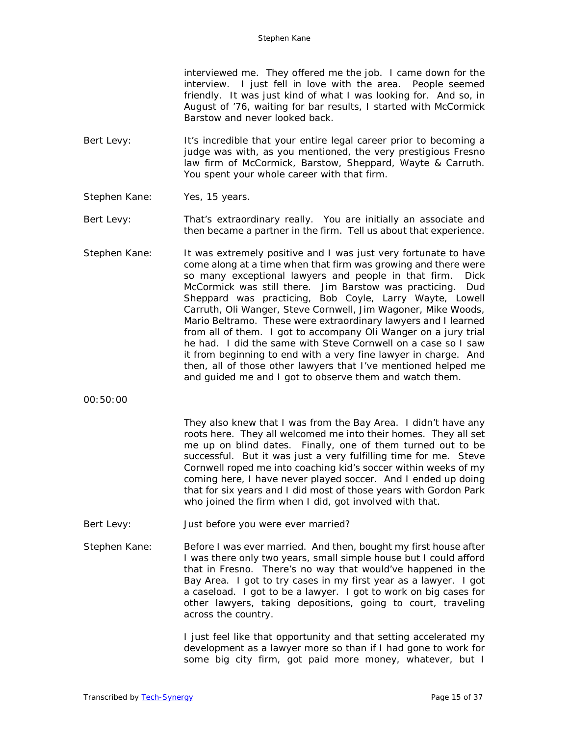interviewed me. They offered me the job. I came down for the interview. I just fell in love with the area. People seemed friendly. It was just kind of what I was looking for. And so, in August of '76, waiting for bar results, I started with McCormick Barstow and never looked back.

Bert Levy: It's incredible that your entire legal career prior to becoming a judge was with, as you mentioned, the very prestigious Fresno law firm of McCormick, Barstow, Sheppard, Wayte & Carruth. You spent your whole career with that firm.

Stephen Kane: Yes, 15 years.

Bert Levy: That's extraordinary really. You are initially an associate and then became a partner in the firm. Tell us about that experience.

Stephen Kane: It was extremely positive and I was just very fortunate to have come along at a time when that firm was growing and there were so many exceptional lawyers and people in that firm. Dick McCormick was still there. Jim Barstow was practicing. Dud Sheppard was practicing, Bob Coyle, Larry Wayte, Lowell Carruth, Oli Wanger, Steve Cornwell, Jim Wagoner, Mike Woods, Mario Beltramo. These were extraordinary lawyers and I learned from all of them. I got to accompany Oli Wanger on a jury trial he had. I did the same with Steve Cornwell on a case so I saw it from beginning to end with a very fine lawyer in charge. And then, all of those other lawyers that I've mentioned helped me and guided me and I got to observe them and watch them.

00:50:00

They also knew that I was from the Bay Area. I didn't have any roots here. They all welcomed me into their homes. They all set me up on blind dates. Finally, one of them turned out to be successful. But it was just a very fulfilling time for me. Steve Cornwell roped me into coaching kid's soccer within weeks of my coming here, I have never played soccer. And I ended up doing that for six years and I did most of those years with Gordon Park who joined the firm when I did, got involved with that.

Bert Levy: Just before you were ever married?

Stephen Kane: Before I was ever married. And then, bought my first house after I was there only two years, small simple house but I could afford that in Fresno. There's no way that would've happened in the Bay Area. I got to try cases in my first year as a lawyer. I got a caseload. I got to be a lawyer. I got to work on big cases for other lawyers, taking depositions, going to court, traveling across the country.

I just feel like that opportunity and that setting accelerated my development as a lawyer more so than if I had gone to work for some big city firm, got paid more money, whatever, but I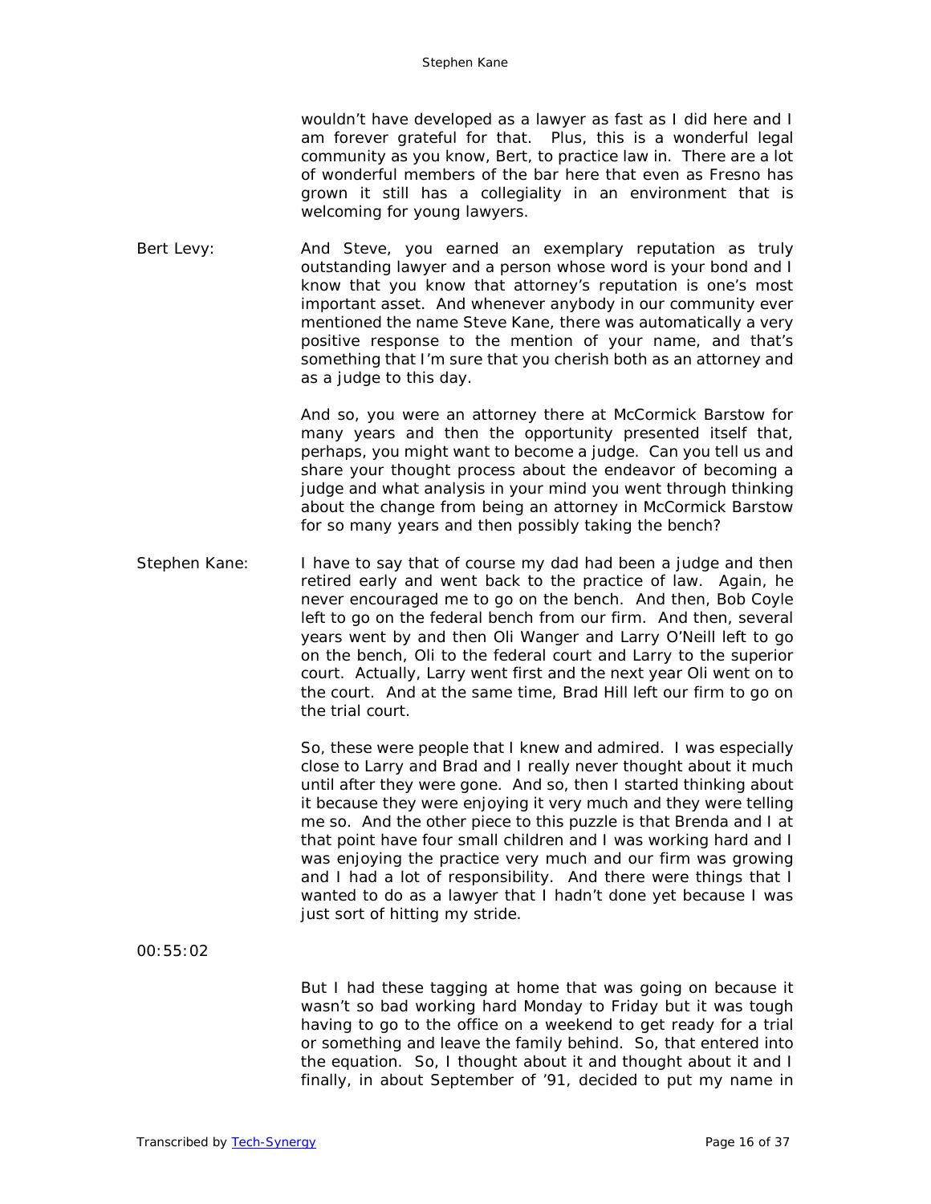wouldn't have developed as a lawyer as fast as I did here and I am forever grateful for that. Plus, this is a wonderful legal community as you know, Bert, to practice law in. There are a lot of wonderful members of the bar here that even as Fresno has grown it still has a collegiality in an environment that is welcoming for young lawyers.

Bert Levy: And Steve, you earned an exemplary reputation as truly outstanding lawyer and a person whose word is your bond and I know that you know that attorney's reputation is one's most important asset. And whenever anybody in our community ever mentioned the name Steve Kane, there was automatically a very positive response to the mention of your name, and that's something that I'm sure that you cherish both as an attorney and as a judge to this day.

And so, you were an attorney there at McCormick Barstow for many years and then the opportunity presented itself that, perhaps, you might want to become a judge. Can you tell us and share your thought process about the endeavor of becoming a judge and what analysis in your mind you went through thinking about the change from being an attorney in McCormick Barstow for so many years and then possibly taking the bench?

Stephen Kane: I have to say that of course my dad had been a judge and then retired early and went back to the practice of law. Again, he never encouraged me to go on the bench. And then, Bob Coyle left to go on the federal bench from our firm. And then, several years went by and then Oli Wanger and Larry O'Neill left to go on the bench, Oli to the federal court and Larry to the superior court. Actually, Larry went first and the next year Oli went on to the court. And at the same time, Brad Hill left our firm to go on the trial court.

So, these were people that I knew and admired. I was especially close to Larry and Brad and I really never thought about it much until after they were gone. And so, then I started thinking about it because they were enjoying it very much and they were telling me so. And the other piece to this puzzle is that Brenda and I at that point have four small children and I was working hard and I was enjoying the practice very much and our firm was growing and I had a lot of responsibility. And there were things that I wanted to do as a lawyer that I hadn't done yet because I was just sort of hitting my stride.

00:55:02

But I had these tagging at home that was going on because it wasn't so bad working hard Monday to Friday but it was tough having to go to the office on a weekend to get ready for a trial or something and leave the family behind. So, that entered into the equation. So, I thought about it and thought about it and I finally, in about September of '91, decided to put my name in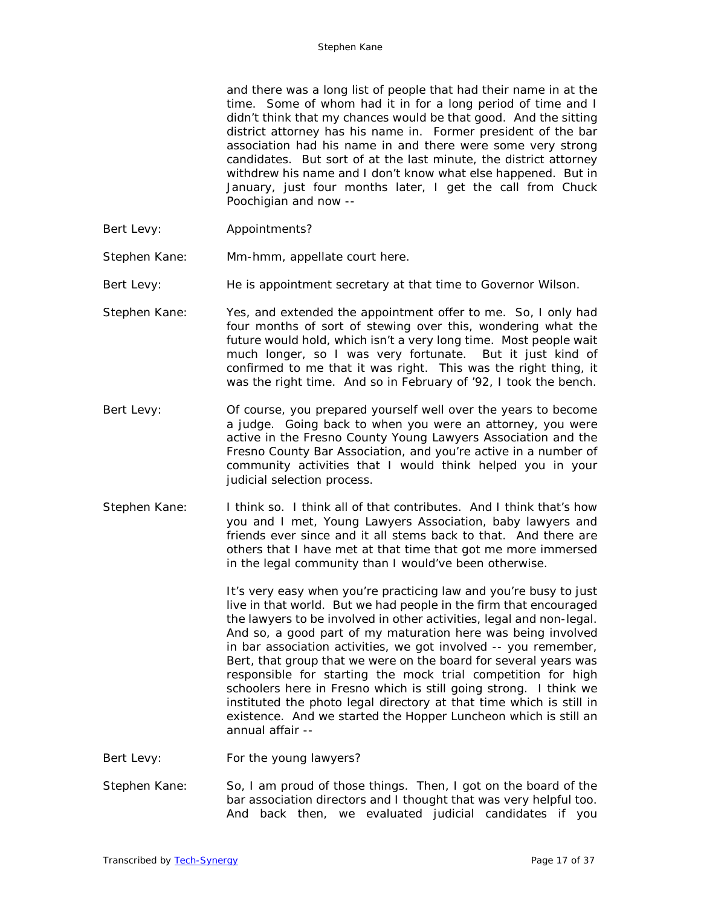and there was a long list of people that had their name in at the time. Some of whom had it in for a long period of time and I didn't think that my chances would be that good. And the sitting district attorney has his name in. Former president of the bar association had his name in and there were some very strong candidates. But sort of at the last minute, the district attorney withdrew his name and I don't know what else happened. But in January, just four months later, I get the call from Chuck Poochigian and now --

Bert Levy: Appointments?

Stephen Kane: Mm-hmm, appellate court here.

Bert Levy: He is appointment secretary at that time to Governor Wilson.

Stephen Kane: Yes, and extended the appointment offer to me. So, I only had four months of sort of stewing over this, wondering what the future would hold, which isn't a very long time. Most people wait much longer, so I was very fortunate. But it just kind of confirmed to me that it was right. This was the right thing, it was the right time. And so in February of '92, I took the bench.

Bert Levy: Of course, you prepared yourself well over the years to become a judge. Going back to when you were an attorney, you were active in the Fresno County Young Lawyers Association and the Fresno County Bar Association, and you're active in a number of community activities that I would think helped you in your judicial selection process.

Stephen Kane: I think so. I think all of that contributes. And I think that's how you and I met, Young Lawyers Association, baby lawyers and friends ever since and it all stems back to that. And there are others that I have met at that time that got me more immersed in the legal community than I would've been otherwise.

It's very easy when you're practicing law and you're busy to just live in that world. But we had people in the firm that encouraged the lawyers to be involved in other activities, legal and non-legal. And so, a good part of my maturation here was being involved in bar association activities, we got involved -- you remember, Bert, that group that we were on the board for several years was responsible for starting the mock trial competition for high schoolers here in Fresno which is still going strong. I think we instituted the photo legal directory at that time which is still in existence. And we started the Hopper Luncheon which is still an annual affair --

Bert Levy: For the young lawyers?

Stephen Kane: So, I am proud of those things. Then, I got on the board of the bar association directors and I thought that was very helpful too. And back then, we evaluated judicial candidates if you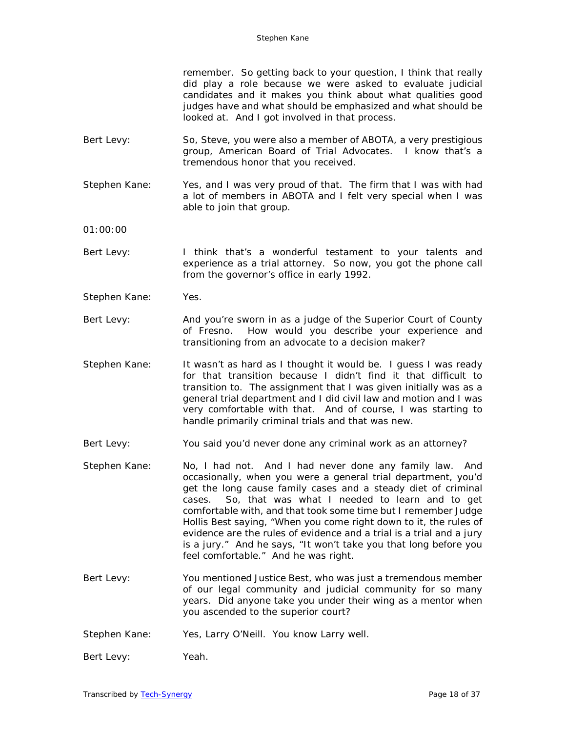remember. So getting back to your question, I think that really did play a role because we were asked to evaluate judicial candidates and it makes you think about what qualities good judges have and what should be emphasized and what should be looked at. And I got involved in that process.

Bert Levy: So, Steve, you were also a member of ABOTA, a very prestigious group, American Board of Trial Advocates. I know that's a tremendous honor that you received.

Stephen Kane: Yes, and I was very proud of that. The firm that I was with had a lot of members in ABOTA and I felt very special when I was able to join that group.

01:00:00

Bert Levy: I think that's a wonderful testament to your talents and experience as a trial attorney. So now, you got the phone call from the governor's office in early 1992.

Stephen Kane: Yes.

Bert Levy: And you're sworn in as a judge of the Superior Court of County of Fresno. How would you describe your experience and transitioning from an advocate to a decision maker?

Stephen Kane: It wasn't as hard as I thought it would be. I guess I was ready for that transition because I didn't find it that difficult to transition to. The assignment that I was given initially was as a general trial department and I did civil law and motion and I was very comfortable with that. And of course, I was starting to handle primarily criminal trials and that was new.

Bert Levy: You said you'd never done any criminal work as an attorney?

Stephen Kane: No, I had not. And I had never done any family law. And occasionally, when you were a general trial department, you'd get the long cause family cases and a steady diet of criminal cases. So, that was what I needed to learn and to get comfortable with, and that took some time but I remember Judge Hollis Best saying, "When you come right down to it, the rules of evidence are the rules of evidence and a trial is a trial and a jury is a jury." And he says, "It won't take you that long before you feel comfortable." And he was right.

Bert Levy: You mentioned Justice Best, who was just a tremendous member of our legal community and judicial community for so many years. Did anyone take you under their wing as a mentor when you ascended to the superior court?

Stephen Kane: Yes, Larry O'Neill. You know Larry well.

Bert Levy: Yeah.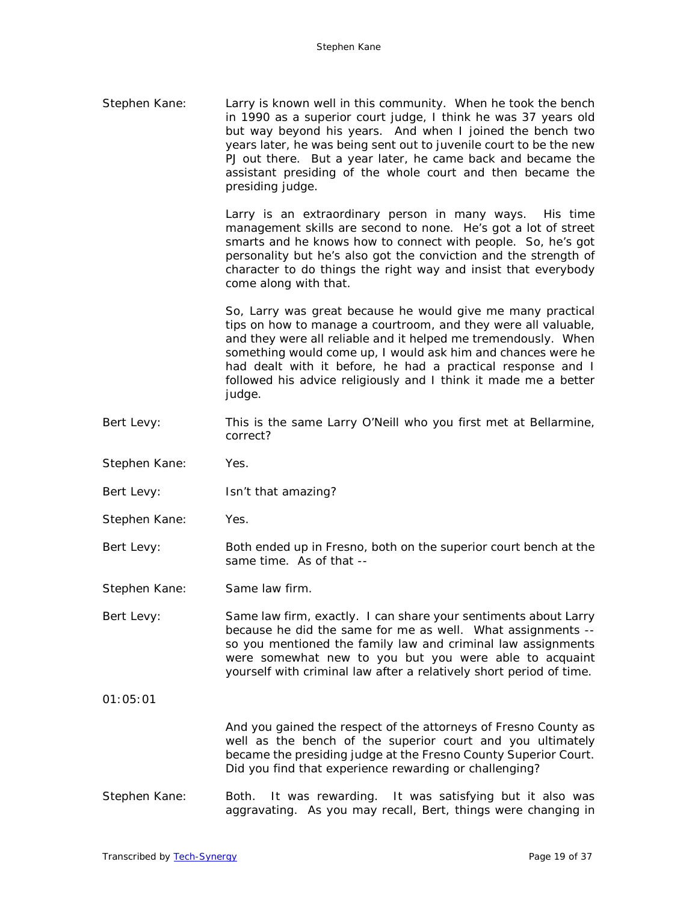Stephen Kane: Larry is known well in this community. When he took the bench in 1990 as a superior court judge, I think he was 37 years old but way beyond his years. And when I joined the bench two years later, he was being sent out to juvenile court to be the new PJ out there. But a year later, he came back and became the assistant presiding of the whole court and then became the presiding judge.

Larry is an extraordinary person in many ways. His time management skills are second to none. He's got a lot of street smarts and he knows how to connect with people. So, he's got personality but he's also got the conviction and the strength of character to do things the right way and insist that everybody come along with that.

So, Larry was great because he would give me many practical tips on how to manage a courtroom, and they were all valuable, and they were all reliable and it helped me tremendously. When something would come up, I would ask him and chances were he had dealt with it before, he had a practical response and I followed his advice religiously and I think it made me a better judge.

Bert Levy: This is the same Larry O'Neill who you first met at Bellarmine, correct?

Stephen Kane: Yes.

Bert Levy: Isn't that amazing?

Stephen Kane: Yes.

Bert Levy: Both ended up in Fresno, both on the superior court bench at the same time. As of that --

Stephen Kane: Same law firm.

Bert Levy: Same law firm, exactly. I can share your sentiments about Larry because he did the same for me as well. What assignments -- so you mentioned the family law and criminal law assignments were somewhat new to you but you were able to acquaint yourself with criminal law after a relatively short period of time.

01:05:01

And you gained the respect of the attorneys of Fresno County as well as the bench of the superior court and you ultimately became the presiding judge at the Fresno County Superior Court. Did you find that experience rewarding or challenging?

Stephen Kane: Both. It was rewarding. It was satisfying but it also was aggravating. As you may recall, Bert, things were changing in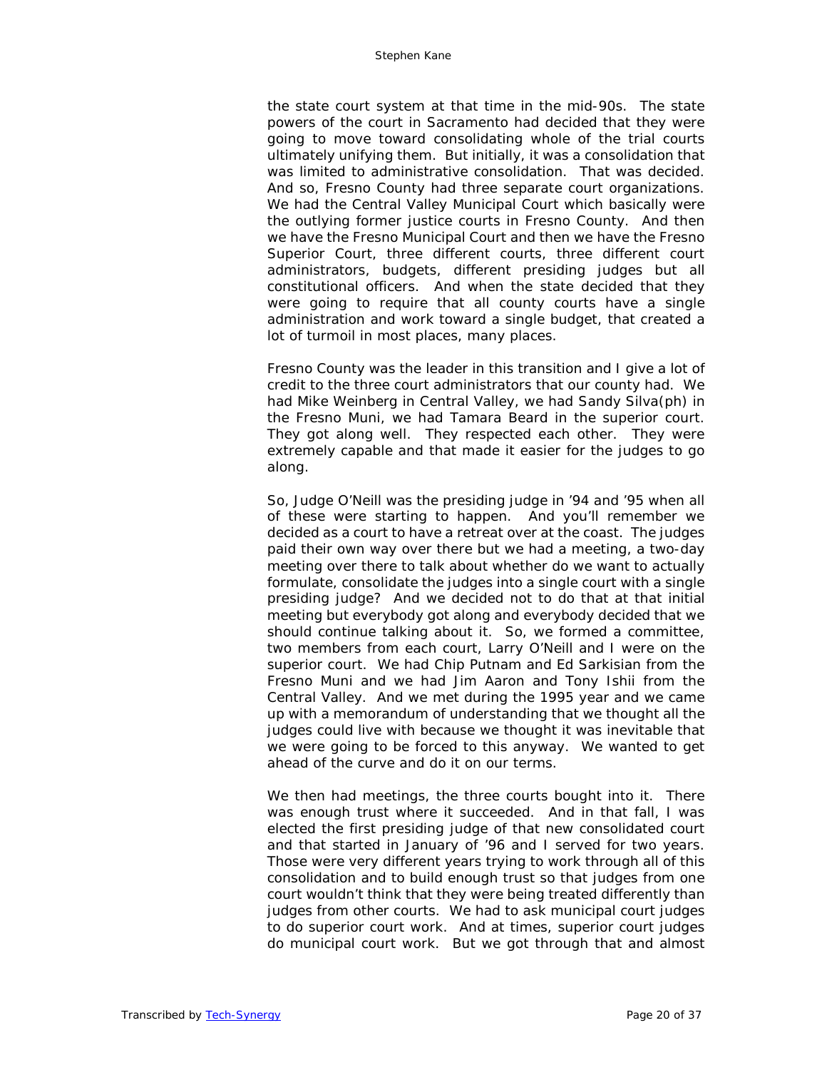the state court system at that time in the mid-90s. The state powers of the court in Sacramento had decided that they were going to move toward consolidating whole of the trial courts ultimately unifying them. But initially, it was a consolidation that was limited to administrative consolidation. That was decided. And so, Fresno County had three separate court organizations. We had the Central Valley Municipal Court which basically were the outlying former justice courts in Fresno County. And then we have the Fresno Municipal Court and then we have the Fresno Superior Court, three different courts, three different court administrators, budgets, different presiding judges but all constitutional officers. And when the state decided that they were going to require that all county courts have a single administration and work toward a single budget, that created a lot of turmoil in most places, many places.

Fresno County was the leader in this transition and I give a lot of credit to the three court administrators that our county had. We had Mike Weinberg in Central Valley, we had Sandy Silva(ph) in the Fresno Muni, we had Tamara Beard in the superior court. They got along well. They respected each other. They were extremely capable and that made it easier for the judges to go along.

So, Judge O'Neill was the presiding judge in '94 and '95 when all of these were starting to happen. And you'll remember we decided as a court to have a retreat over at the coast. The judges paid their own way over there but we had a meeting, a two-day meeting over there to talk about whether do we want to actually formulate, consolidate the judges into a single court with a single presiding judge? And we decided not to do that at that initial meeting but everybody got along and everybody decided that we should continue talking about it. So, we formed a committee, two members from each court, Larry O'Neill and I were on the superior court. We had Chip Putnam and Ed Sarkisian from the Fresno Muni and we had Jim Aaron and Tony Ishii from the Central Valley. And we met during the 1995 year and we came up with a memorandum of understanding that we thought all the judges could live with because we thought it was inevitable that we were going to be forced to this anyway. We wanted to get ahead of the curve and do it on our terms.

We then had meetings, the three courts bought into it. There was enough trust where it succeeded. And in that fall, I was elected the first presiding judge of that new consolidated court and that started in January of '96 and I served for two years. Those were very different years trying to work through all of this consolidation and to build enough trust so that judges from one court wouldn't think that they were being treated differently than judges from other courts. We had to ask municipal court judges to do superior court work. And at times, superior court judges do municipal court work. But we got through that and almost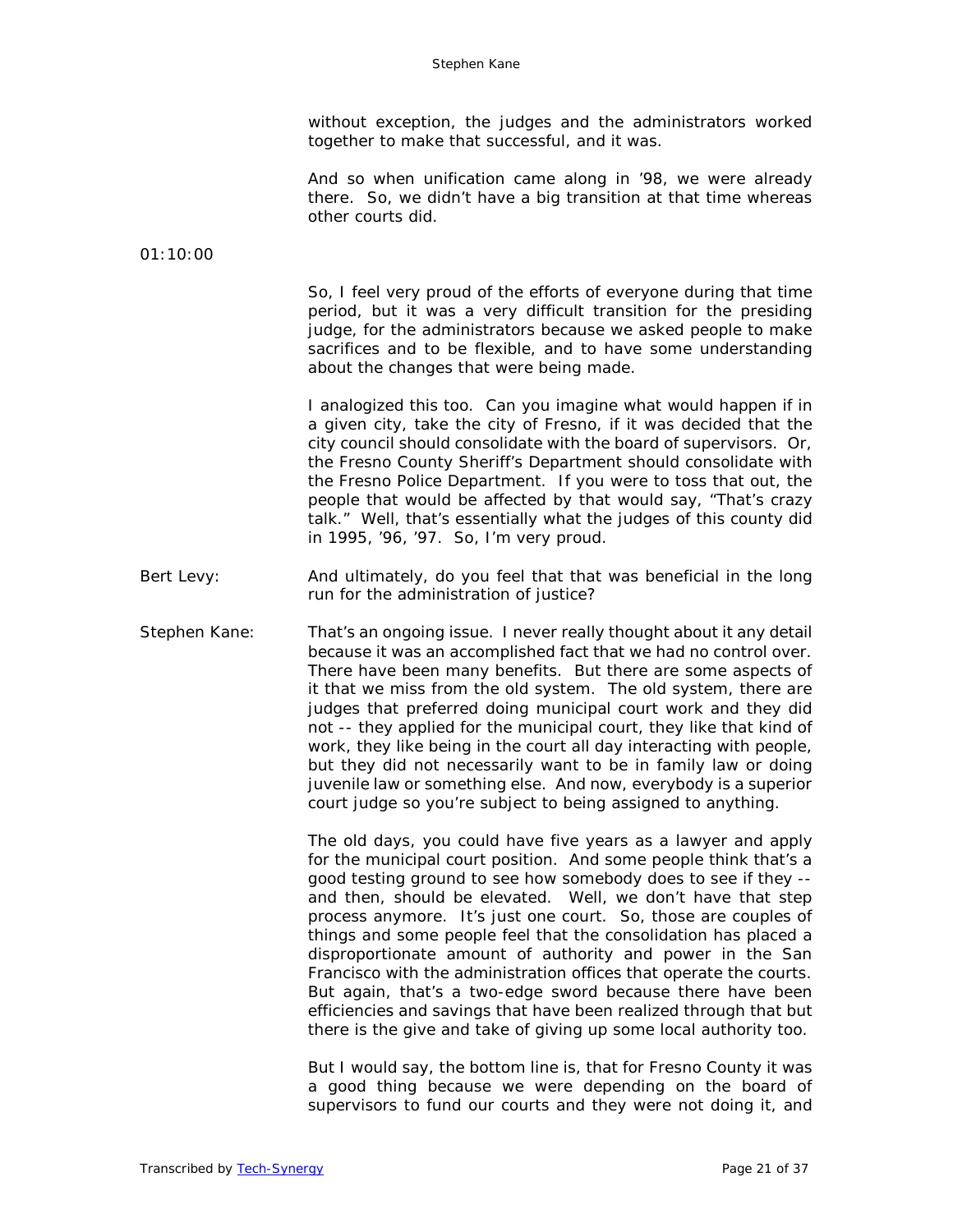without exception, the judges and the administrators worked together to make that successful, and it was.

And so when unification came along in '98, we were already there. So, we didn't have a big transition at that time whereas other courts did.

01:10:00

So, I feel very proud of the efforts of everyone during that time period, but it was a very difficult transition for the presiding judge, for the administrators because we asked people to make sacrifices and to be flexible, and to have some understanding about the changes that were being made.

I analogized this too. Can you imagine what would happen if in a given city, take the city of Fresno, if it was decided that the city council should consolidate with the board of supervisors. Or, the Fresno County Sheriff's Department should consolidate with the Fresno Police Department. If you were to toss that out, the people that would be affected by that would say, "That's crazy talk." Well, that's essentially what the judges of this county did in 1995, '96, '97. So, I'm very proud.

Bert Levy: And ultimately, do you feel that that was beneficial in the long run for the administration of justice?

Stephen Kane: That's an ongoing issue. I never really thought about it any detail because it was an accomplished fact that we had no control over. There have been many benefits. But there are some aspects of it that we miss from the old system. The old system, there are judges that preferred doing municipal court work and they did not -- they applied for the municipal court, they like that kind of work, they like being in the court all day interacting with people, but they did not necessarily want to be in family law or doing juvenile law or something else. And now, everybody is a superior court judge so you're subject to being assigned to anything.

The old days, you could have five years as a lawyer and apply for the municipal court position. And some people think that's a good testing ground to see how somebody does to see if they -- and then, should be elevated. Well, we don't have that step process anymore. It's just one court. So, those are couples of things and some people feel that the consolidation has placed a disproportionate amount of authority and power in the San Francisco with the administration offices that operate the courts. But again, that's a two-edge sword because there have been efficiencies and savings that have been realized through that but there is the give and take of giving up some local authority too.

But I would say, the bottom line is, that for Fresno County it was a good thing because we were depending on the board of supervisors to fund our courts and they were not doing it, and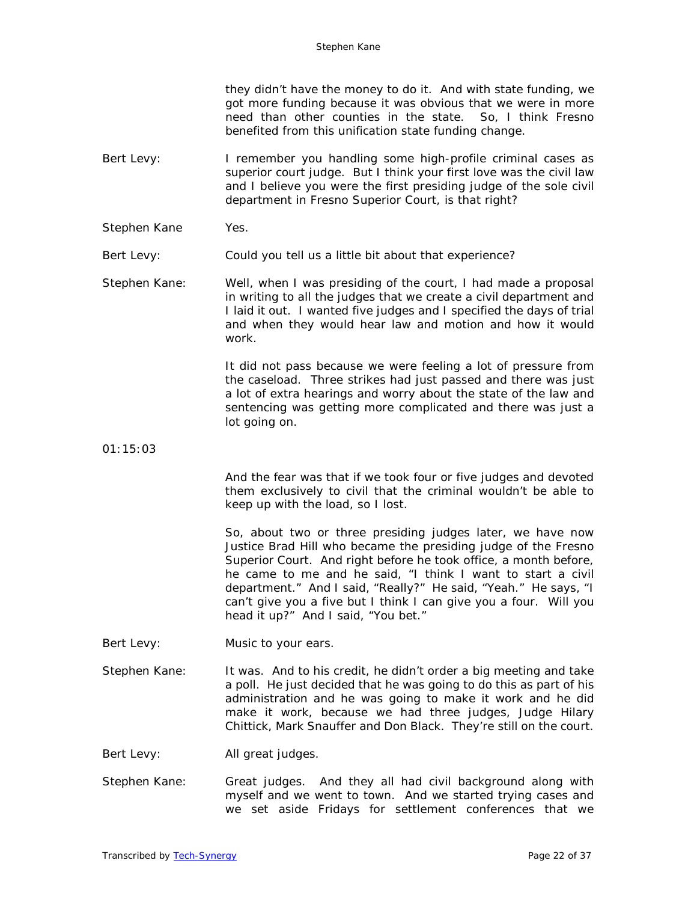they didn't have the money to do it. And with state funding, we got more funding because it was obvious that we were in more need than other counties in the state. So, I think Fresno benefited from this unification state funding change.

Bert Levy: I remember you handling some high-profile criminal cases as superior court judge. But I think your first love was the civil law and I believe you were the first presiding judge of the sole civil department in Fresno Superior Court, is that right?

Stephen Kane: Yes.

Bert Levy: Could you tell us a little bit about that experience?

Stephen Kane: Well, when I was presiding of the court, I had made a proposal in writing to all the judges that we create a civil department and I laid it out. I wanted five judges and I specified the days of trial and when they would hear law and motion and how it would work.

It did not pass because we were feeling a lot of pressure from the caseload. Three strikes had just passed and there was just a lot of extra hearings and worry about the state of the law and sentencing was getting more complicated and there was just a lot going on.

01:15:03

And the fear was that if we took four or five judges and devoted them exclusively to civil that the criminal wouldn't be able to keep up with the load, so I lost.

So, about two or three presiding judges later, we have now Justice Brad Hill who became the presiding judge of the Fresno Superior Court. And right before he took office, a month before, he came to me and he said, "I think I want to start a civil department." And I said, "Really?" He said, "Yeah." He says, "I can't give you a five but I think I can give you a four. Will you head it up?" And I said, "You bet."

Bert Levy: Music to your ears.

Stephen Kane: It was. And to his credit, he didn't order a big meeting and take a poll. He just decided that he was going to do this as part of his administration and he was going to make it work and he did make it work, because we had three judges, Judge Hilary Chittick, Mark Snauffer and Don Black. They're still on the court.

Bert Levy: All great judges.

Stephen Kane: Great judges. And they all had civil background along with myself and we went to town. And we started trying cases and we set aside Fridays for settlement conferences that we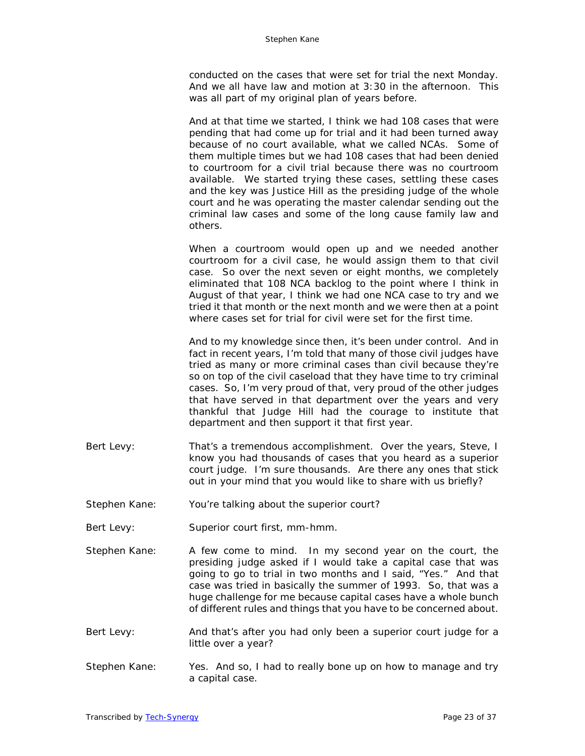conducted on the cases that were set for trial the next Monday. And we all have law and motion at 3:30 in the afternoon. This was all part of my original plan of years before.

And at that time we started, I think we had 108 cases that were pending that had come up for trial and it had been turned away because of no court available, what we called NCAs. Some of them multiple times but we had 108 cases that had been denied to courtroom for a civil trial because there was no courtroom available. We started trying these cases, settling these cases and the key was Justice Hill as the presiding judge of the whole court and he was operating the master calendar sending out the criminal law cases and some of the long cause family law and others.

When a courtroom would open up and we needed another courtroom for a civil case, he would assign them to that civil case. So over the next seven or eight months, we completely eliminated that 108 NCA backlog to the point where I think in August of that year, I think we had one NCA case to try and we tried it that month or the next month and we were then at a point where cases set for trial for civil were set for the first time.

And to my knowledge since then, it's been under control. And in fact in recent years, I'm told that many of those civil judges have tried as many or more criminal cases than civil because they're so on top of the civil caseload that they have time to try criminal cases. So, I'm very proud of that, very proud of the other judges that have served in that department over the years and very thankful that Judge Hill had the courage to institute that department and then support it that first year.

Bert Levy: That's a tremendous accomplishment. Over the years, Steve, I know you had thousands of cases that you heard as a superior court judge. I'm sure thousands. Are there any ones that stick out in your mind that you would like to share with us briefly?

Stephen Kane: You're talking about the superior court?

Bert Levy: Superior court first, mm-hmm.

Stephen Kane: A few come to mind. In my second year on the court, the presiding judge asked if I would take a capital case that was going to go to trial in two months and I said, "Yes." And that case was tried in basically the summer of 1993. So, that was a huge challenge for me because capital cases have a whole bunch of different rules and things that you have to be concerned about.

Bert Levy: And that's after you had only been a superior court judge for a little over a year?

Stephen Kane: Yes. And so, I had to really bone up on how to manage and try a capital case.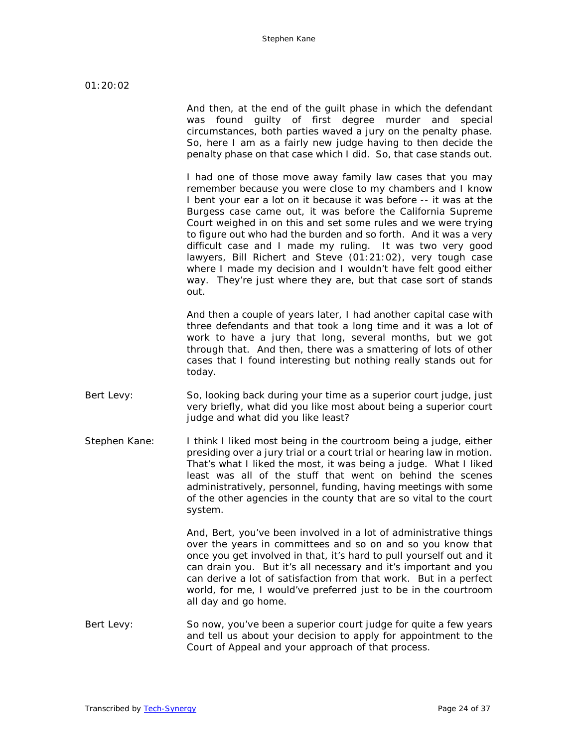01:20:02

And then, at the end of the guilt phase in which the defendant was found guilty of first degree murder and special circumstances, both parties waved a jury on the penalty phase. So, here I am as a fairly new judge having to then decide the penalty phase on that case which I did. So, that case stands out.

I had one of those move away family law cases that you may remember because you were close to my chambers and I know I bent your ear a lot on it because it was before -- it was at the Burgess case came out, it was before the California Supreme Court weighed in on this and set some rules and we were trying to figure out who had the burden and so forth. And it was a very difficult case and I made my ruling. It was two very good lawyers, Bill Richert and Steve (01:21:02), very tough case where I made my decision and I wouldn't have felt good either way. They're just where they are, but that case sort of stands out.

And then a couple of years later, I had another capital case with three defendants and that took a long time and it was a lot of work to have a jury that long, several months, but we got through that. And then, there was a smattering of lots of other cases that I found interesting but nothing really stands out for today.

Bert Levy: So, looking back during your time as a superior court judge, just very briefly, what did you like most about being a superior court judge and what did you like least?

Stephen Kane: I think I liked most being in the courtroom being a judge, either presiding over a jury trial or a court trial or hearing law in motion. That's what I liked the most, it was being a judge. What I liked least was all of the stuff that went on behind the scenes administratively, personnel, funding, having meetings with some of the other agencies in the county that are so vital to the court system.

And, Bert, you've been involved in a lot of administrative things over the years in committees and so on and so you know that once you get involved in that, it's hard to pull yourself out and it can drain you. But it's all necessary and it's important and you can derive a lot of satisfaction from that work. But in a perfect world, for me, I would've preferred just to be in the courtroom all day and go home.

Bert Levy: So now, you've been a superior court judge for quite a few years and tell us about your decision to apply for appointment to the Court of Appeal and your approach of that process.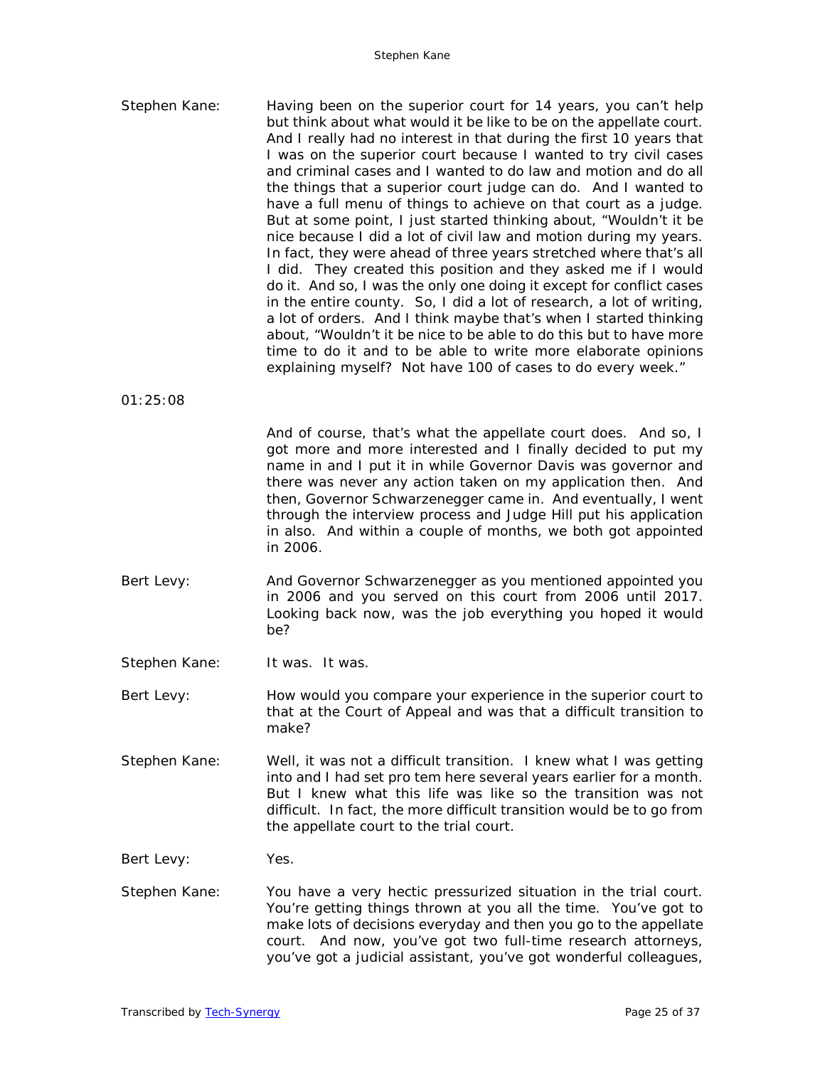Stephen Kane: Having been on the superior court for 14 years, you can't help but think about what would it be like to be on the appellate court. And I really had no interest in that during the first 10 years that I was on the superior court because I wanted to try civil cases and criminal cases and I wanted to do law and motion and do all the things that a superior court judge can do. And I wanted to have a full menu of things to achieve on that court as a judge. But at some point, I just started thinking about, "Wouldn't it be nice because I did a lot of civil law and motion during my years. In fact, they were ahead of three years stretched where that's all I did. They created this position and they asked me if I would do it. And so, I was the only one doing it except for conflict cases in the entire county. So, I did a lot of research, a lot of writing, a lot of orders. And I think maybe that's when I started thinking about, "Wouldn't it be nice to be able to do this but to have more time to do it and to be able to write more elaborate opinions explaining myself? Not have 100 of cases to do every week."

01:25:08

And of course, that's what the appellate court does. And so, I got more and more interested and I finally decided to put my name in and I put it in while Governor Davis was governor and there was never any action taken on my application then. And then, Governor Schwarzenegger came in. And eventually, I went through the interview process and Judge Hill put his application in also. And within a couple of months, we both got appointed in 2006.

Bert Levy: And Governor Schwarzenegger as you mentioned appointed you in 2006 and you served on this court from 2006 until 2017. Looking back now, was the job everything you hoped it would be?

Stephen Kane: It was. It was.

Bert Levy: How would you compare your experience in the superior court to that at the Court of Appeal and was that a difficult transition to make?

Stephen Kane: Well, it was not a difficult transition. I knew what I was getting into and I had set pro tem here several years earlier for a month. But I knew what this life was like so the transition was not difficult. In fact, the more difficult transition would be to go from the appellate court to the trial court.

Bert Levy: Yes.

Stephen Kane: You have a very hectic pressurized situation in the trial court. You're getting things thrown at you all the time. You've got to make lots of decisions everyday and then you go to the appellate court. And now, you've got two full-time research attorneys, you've got a judicial assistant, you've got wonderful colleagues,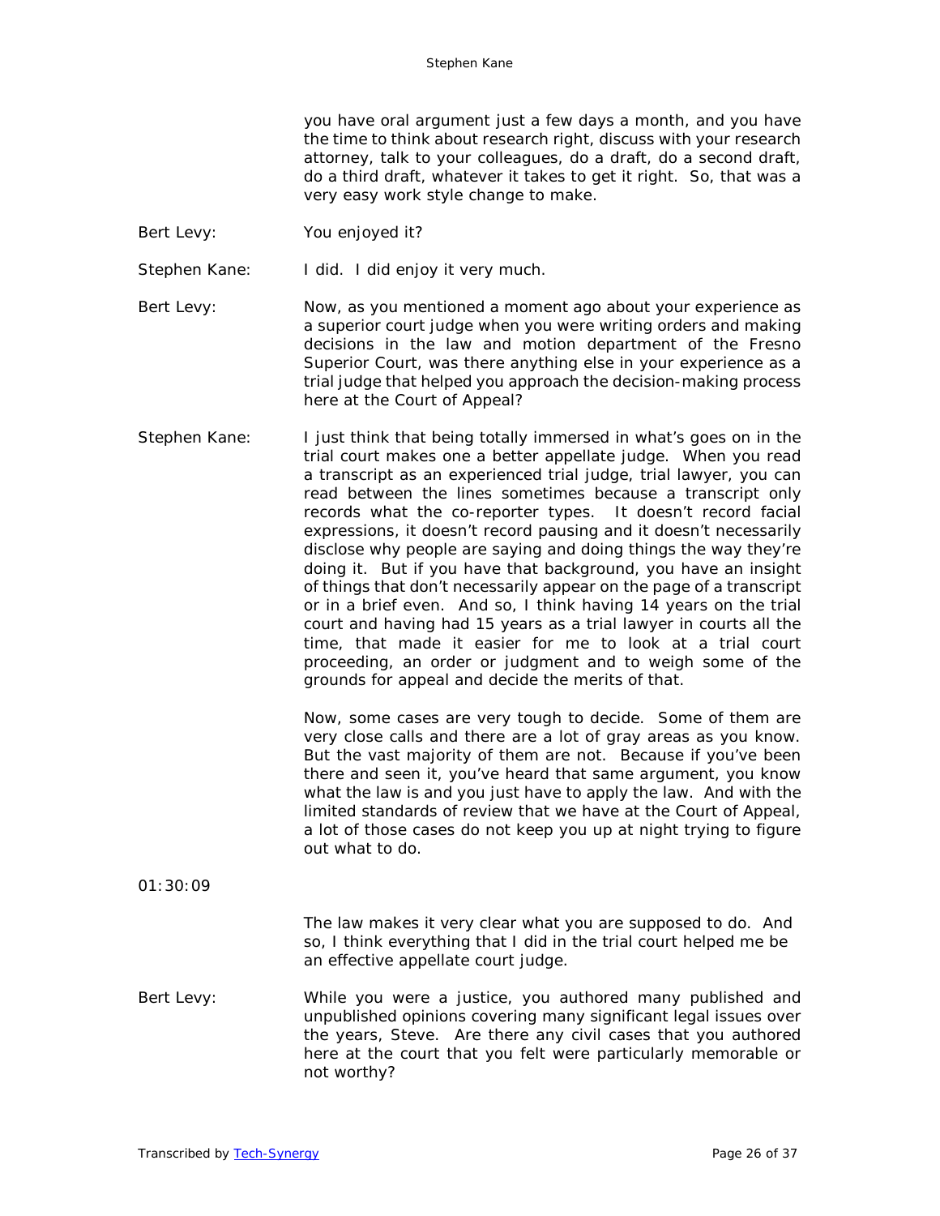you have oral argument just a few days a month, and you have the time to think about research right, discuss with your research attorney, talk to your colleagues, do a draft, do a second draft, do a third draft, whatever it takes to get it right. So, that was a very easy work style change to make.

Bert Levy: You enjoyed it?

Stephen Kane: I did. I did enjoy it very much.

Bert Levy: Now, as you mentioned a moment ago about your experience as a superior court judge when you were writing orders and making decisions in the law and motion department of the Fresno Superior Court, was there anything else in your experience as a trial judge that helped you approach the decision-making process here at the Court of Appeal?

Stephen Kane: I just think that being totally immersed in what's goes on in the trial court makes one a better appellate judge. When you read a transcript as an experienced trial judge, trial lawyer, you can read between the lines sometimes because a transcript only records what the co-reporter types. It doesn't record facial expressions, it doesn't record pausing and it doesn't necessarily disclose why people are saying and doing things the way they're doing it. But if you have that background, you have an insight of things that don't necessarily appear on the page of a transcript or in a brief even. And so, I think having 14 years on the trial court and having had 15 years as a trial lawyer in courts all the time, that made it easier for me to look at a trial court proceeding, an order or judgment and to weigh some of the grounds for appeal and decide the merits of that.

Now, some cases are very tough to decide. Some of them are very close calls and there are a lot of gray areas as you know. But the vast majority of them are not. Because if you've been there and seen it, you've heard that same argument, you know what the law is and you just have to apply the law. And with the limited standards of review that we have at the Court of Appeal, a lot of those cases do not keep you up at night trying to figure out what to do.

01:30:09

The law makes it very clear what you are supposed to do. And so, I think everything that I did in the trial court helped me be an effective appellate court judge.

Bert Levy: While you were a justice, you authored many published and unpublished opinions covering many significant legal issues over the years, Steve. Are there any civil cases that you authored here at the court that you felt were particularly memorable or not worthy?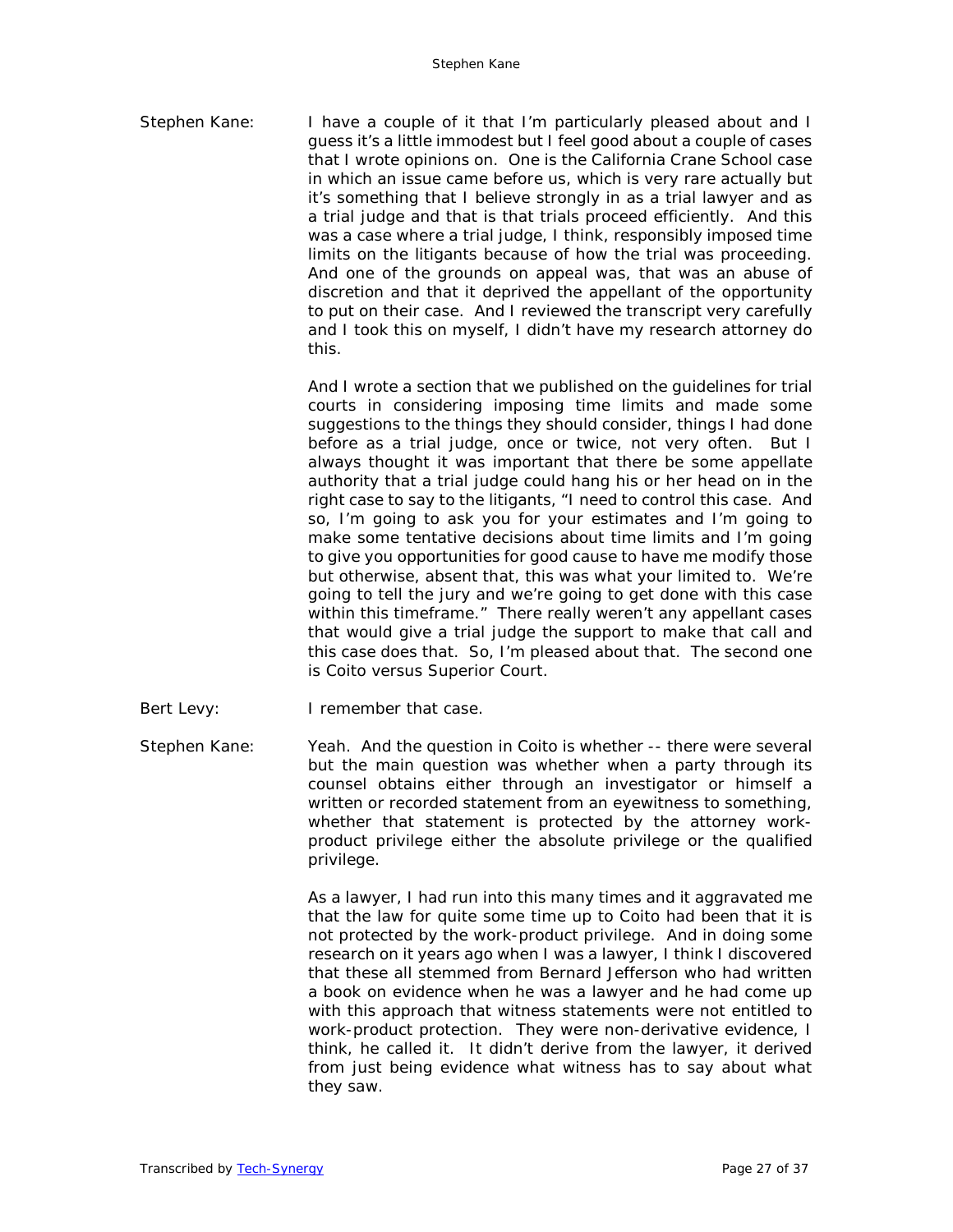Stephen Kane: I have a couple of it that I'm particularly pleased about and I guess it's a little immodest but I feel good about a couple of cases that I wrote opinions on. One is the California Crane School case in which an issue came before us, which is very rare actually but it's something that I believe strongly in as a trial lawyer and as a trial judge and that is that trials proceed efficiently. And this was a case where a trial judge, I think, responsibly imposed time limits on the litigants because of how the trial was proceeding. And one of the grounds on appeal was, that was an abuse of discretion and that it deprived the appellant of the opportunity to put on their case. And I reviewed the transcript very carefully and I took this on myself, I didn't have my research attorney do this.

And I wrote a section that we published on the guidelines for trial courts in considering imposing time limits and made some suggestions to the things they should consider, things I had done before as a trial judge, once or twice, not very often. But I always thought it was important that there be some appellate authority that a trial judge could hang his or her head on in the right case to say to the litigants, "I need to control this case. And so, I'm going to ask you for your estimates and I'm going to make some tentative decisions about time limits and I'm going to give you opportunities for good cause to have me modify those but otherwise, absent that, this was what your limited to. We're going to tell the jury and we're going to get done with this case within this timeframe." There really weren't any appellant cases that would give a trial judge the support to make that call and this case does that. So, I'm pleased about that. The second one is Coito versus Superior Court.

Bert Levy: I remember that case.

Stephen Kane: Yeah. And the question in Coito is whether -- there were several but the main question was whether when a party through its counsel obtains either through an investigator or himself a written or recorded statement from an eyewitness to something, whether that statement is protected by the attorney work-product privilege either the absolute privilege or the qualified privilege.

As a lawyer, I had run into this many times and it aggravated me that the law for quite some time up to Coito had been that it is not protected by the work-product privilege. And in doing some research on it years ago when I was a lawyer, I think I discovered that these all stemmed from Bernard Jefferson who had written a book on evidence when he was a lawyer and he had come up with this approach that witness statements were not entitled to work-product protection. They were non-derivative evidence, I think, he called it. It didn't derive from the lawyer, it derived from just being evidence what witness has to say about what they saw.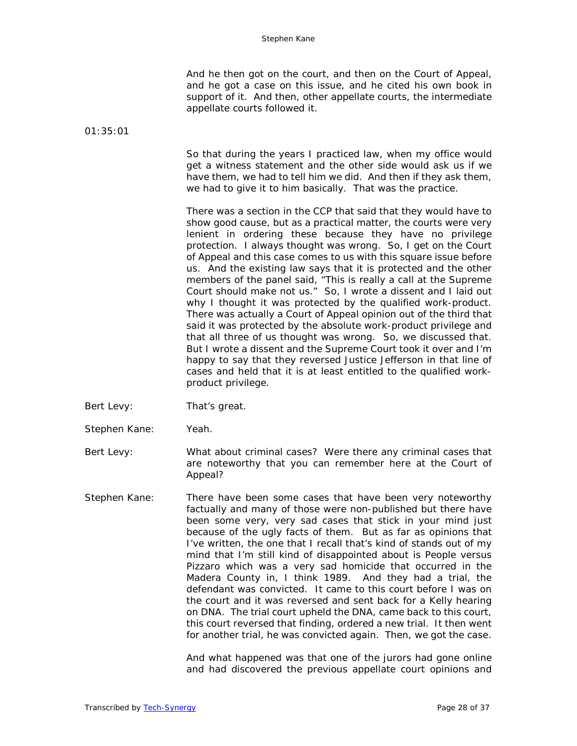And he then got on the court, and then on the Court of Appeal, and he got a case on this issue, and he cited his own book in support of it. And then, other appellate courts, the intermediate appellate courts followed it.

01:35:01

So that during the years I practiced law, when my office would get a witness statement and the other side would ask us if we have them, we had to tell him we did. And then if they ask them, we had to give it to him basically. That was the practice.

There was a section in the CCP that said that they would have to show good cause, but as a practical matter, the courts were very lenient in ordering these because they have no privilege protection. I always thought was wrong. So, I get on the Court of Appeal and this case comes to us with this square issue before us. And the existing law says that it is protected and the other members of the panel said, "This is really a call at the Supreme Court should make not us." So, I wrote a dissent and I laid out why I thought it was protected by the qualified work-product. There was actually a Court of Appeal opinion out of the third that said it was protected by the absolute work-product privilege and that all three of us thought was wrong. So, we discussed that. But I wrote a dissent and the Supreme Court took it over and I'm happy to say that they reversed Justice Jefferson in that line of cases and held that it is at least entitled to the qualified work-product privilege.

Bert Levy: That's great.

Stephen Kane: Yeah.

Bert Levy: What about criminal cases? Were there any criminal cases that are noteworthy that you can remember here at the Court of Appeal?

Stephen Kane: There have been some cases that have been very noteworthy factually and many of those were non-published but there have been some very, very sad cases that stick in your mind just because of the ugly facts of them. But as far as opinions that I've written, the one that I recall that's kind of stands out of my mind that I'm still kind of disappointed about is People versus Pizzaro which was a very sad homicide that occurred in the Madera County in, I think 1989. And they had a trial, the defendant was convicted. It came to this court before I was on the court and it was reversed and sent back for a Kelly hearing on DNA. The trial court upheld the DNA, came back to this court, this court reversed that finding, ordered a new trial. It then went for another trial, he was convicted again. Then, we got the case.

And what happened was that one of the jurors had gone online and had discovered the previous appellate court opinions and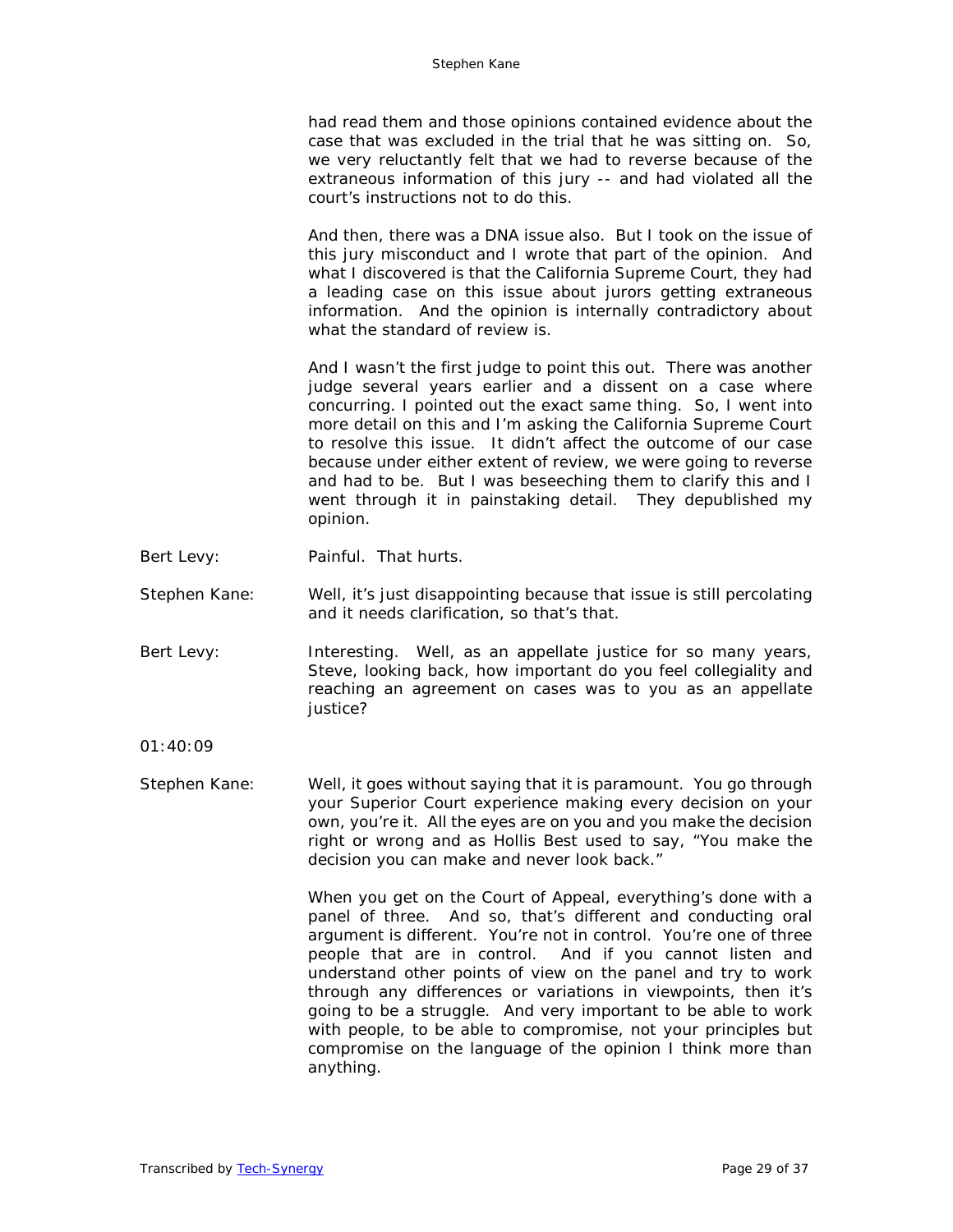had read them and those opinions contained evidence about the case that was excluded in the trial that he was sitting on. So, we very reluctantly felt that we had to reverse because of the extraneous information of this jury -- and had violated all the court's instructions not to do this.

And then, there was a DNA issue also. But I took on the issue of this jury misconduct and I wrote that part of the opinion. And what I discovered is that the California Supreme Court, they had a leading case on this issue about jurors getting extraneous information. And the opinion is internally contradictory about what the standard of review is.

And I wasn't the first judge to point this out. There was another judge several years earlier and a dissent on a case where concurring. I pointed out the exact same thing. So, I went into more detail on this and I'm asking the California Supreme Court to resolve this issue. It didn't affect the outcome of our case because under either extent of review, we were going to reverse and had to be. But I was beseeching them to clarify this and I went through it in painstaking detail. They depublished my opinion.

Bert Levy: Painful. That hurts.

Stephen Kane: Well, it's just disappointing because that issue is still percolating and it needs clarification, so that's that.

Bert Levy: Interesting. Well, as an appellate justice for so many years, Steve, looking back, how important do you feel collegiality and reaching an agreement on cases was to you as an appellate justice?

01:40:09

Stephen Kane: Well, it goes without saying that it is paramount. You go through your Superior Court experience making every decision on your own, you're it. All the eyes are on you and you make the decision right or wrong and as Hollis Best used to say, "You make the decision you can make and never look back."

When you get on the Court of Appeal, everything's done with a panel of three. And so, that's different and conducting oral argument is different. You're not in control. You're one of three people that are in control. And if you cannot listen and understand other points of view on the panel and try to work through any differences or variations in viewpoints, then it's going to be a struggle. And very important to be able to work with people, to be able to compromise, not your principles but compromise on the language of the opinion I think more than anything.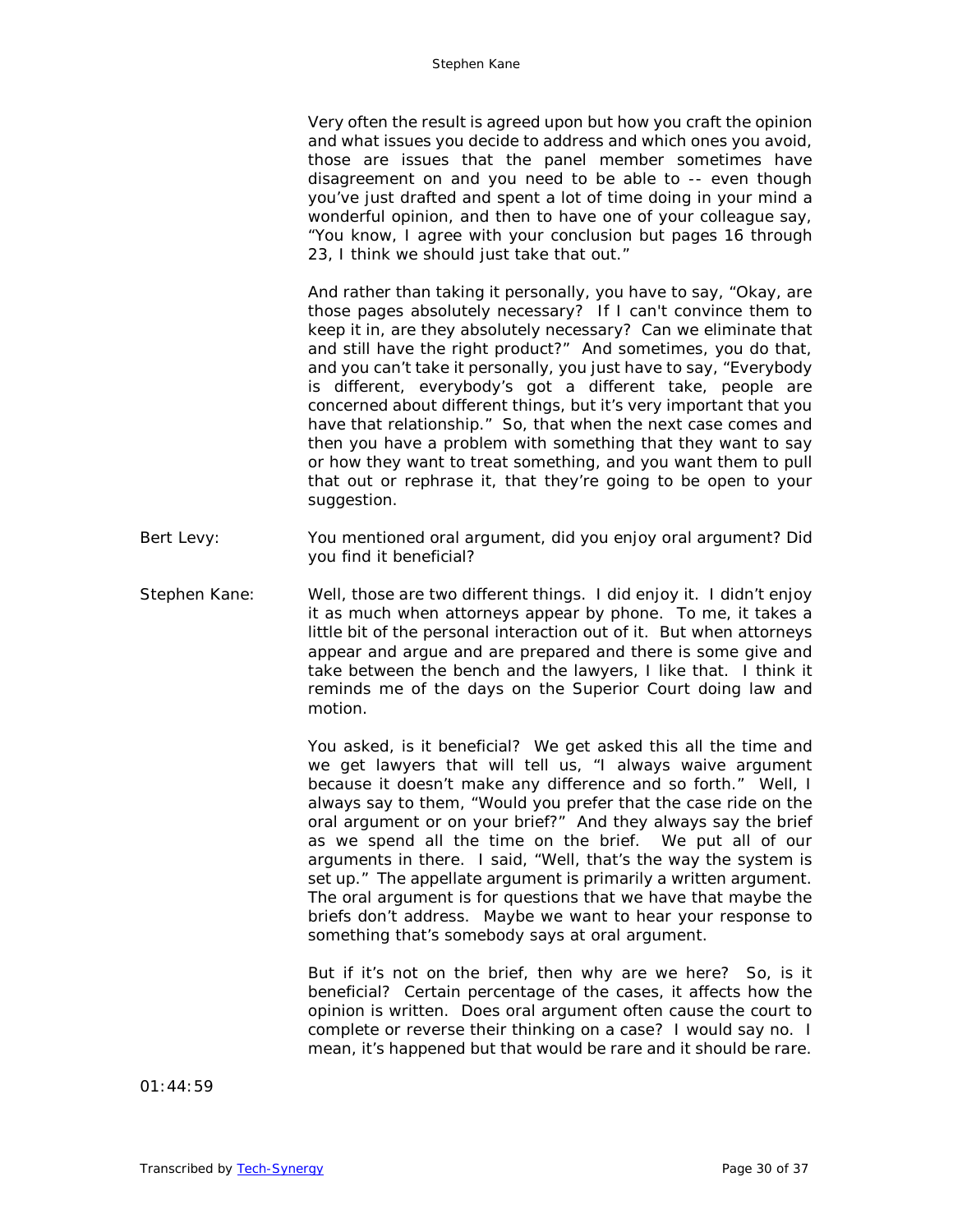Very often the result is agreed upon but how you craft the opinion and what issues you decide to address and which ones you avoid, those are issues that the panel member sometimes have disagreement on and you need to be able to -- even though you've just drafted and spent a lot of time doing in your mind a wonderful opinion, and then to have one of your colleague say, "You know, I agree with your conclusion but pages 16 through 23, I think we should just take that out."

And rather than taking it personally, you have to say, "Okay, are those pages absolutely necessary? If I can't convince them to keep it in, are they absolutely necessary? Can we eliminate that and still have the right product?" And sometimes, you do that, and you can't take it personally, you just have to say, "Everybody is different, everybody's got a different take, people are concerned about different things, but it's very important that you have that relationship." So, that when the next case comes and then you have a problem with something that they want to say or how they want to treat something, and you want them to pull that out or rephrase it, that they're going to be open to your suggestion.

Bert Levy: You mentioned oral argument, did you enjoy oral argument? Did you find it beneficial?

Stephen Kane: Well, those are two different things. I did enjoy it. I didn't enjoy it as much when attorneys appear by phone. To me, it takes a little bit of the personal interaction out of it. But when attorneys appear and argue and are prepared and there is some give and take between the bench and the lawyers, I like that. I think it reminds me of the days on the Superior Court doing law and motion.

You asked, is it beneficial? We get asked this all the time and we get lawyers that will tell us, "I always waive argument because it doesn't make any difference and so forth." Well, I always say to them, "Would you prefer that the case ride on the oral argument or on your brief?" And they always say the brief as we spend all the time on the brief. We put all of our arguments in there. I said, "Well, that's the way the system is set up." The appellate argument is primarily a written argument. The oral argument is for questions that we have that maybe the briefs don't address. Maybe we want to hear your response to something that's somebody says at oral argument.

But if it's not on the brief, then why are we here? So, is it beneficial? Certain percentage of the cases, it affects how the opinion is written. Does oral argument often cause the court to complete or reverse their thinking on a case? I would say no. I mean, it's happened but that would be rare and it should be rare.

01:44:59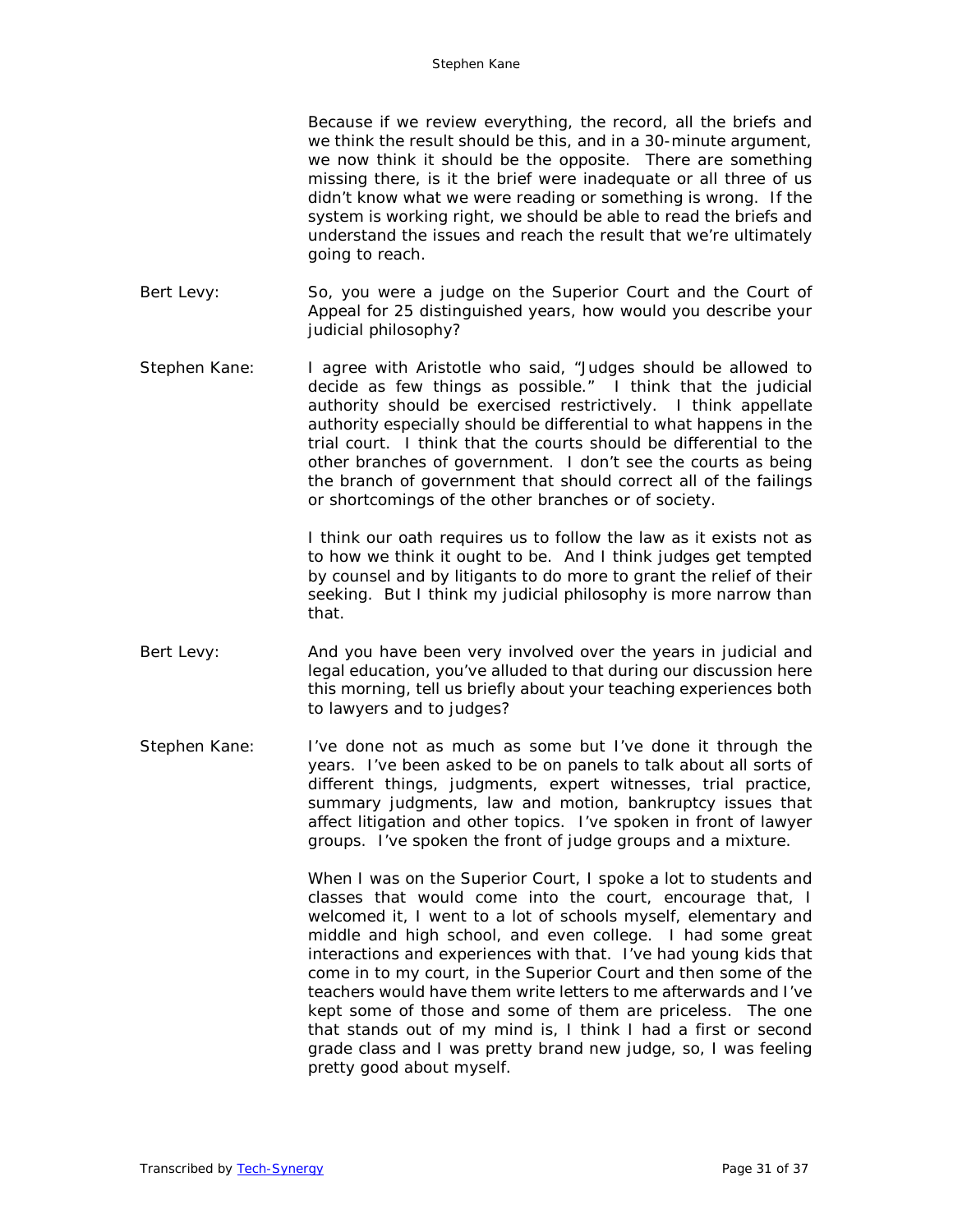Because if we review everything, the record, all the briefs and we think the result should be this, and in a 30-minute argument, we now think it should be the opposite. There are something missing there, is it the brief were inadequate or all three of us didn't know what we were reading or something is wrong. If the system is working right, we should be able to read the briefs and understand the issues and reach the result that we're ultimately going to reach.

Bert Levy: So, you were a judge on the Superior Court and the Court of Appeal for 25 distinguished years, how would you describe your judicial philosophy?

Stephen Kane: I agree with Aristotle who said, "Judges should be allowed to decide as few things as possible." I think that the judicial authority should be exercised restrictively. I think appellate authority especially should be differential to what happens in the trial court. I think that the courts should be differential to the other branches of government. I don't see the courts as being the branch of government that should correct all of the failings or shortcomings of the other branches or of society.

I think our oath requires us to follow the law as it exists not as to how we think it ought to be. And I think judges get tempted by counsel and by litigants to do more to grant the relief of their seeking. But I think my judicial philosophy is more narrow than that.

Bert Levy: And you have been very involved over the years in judicial and legal education, you've alluded to that during our discussion here this morning, tell us briefly about your teaching experiences both to lawyers and to judges?

Stephen Kane: I've done not as much as some but I've done it through the years. I've been asked to be on panels to talk about all sorts of different things, judgments, expert witnesses, trial practice, summary judgments, law and motion, bankruptcy issues that affect litigation and other topics. I've spoken in front of lawyer groups. I've spoken the front of judge groups and a mixture.

When I was on the Superior Court, I spoke a lot to students and classes that would come into the court, encourage that, I welcomed it, I went to a lot of schools myself, elementary and middle and high school, and even college. I had some great interactions and experiences with that. I've had young kids that come in to my court, in the Superior Court and then some of the teachers would have them write letters to me afterwards and I've kept some of those and some of them are priceless. The one that stands out of my mind is, I think I had a first or second grade class and I was pretty brand new judge, so, I was feeling pretty good about myself.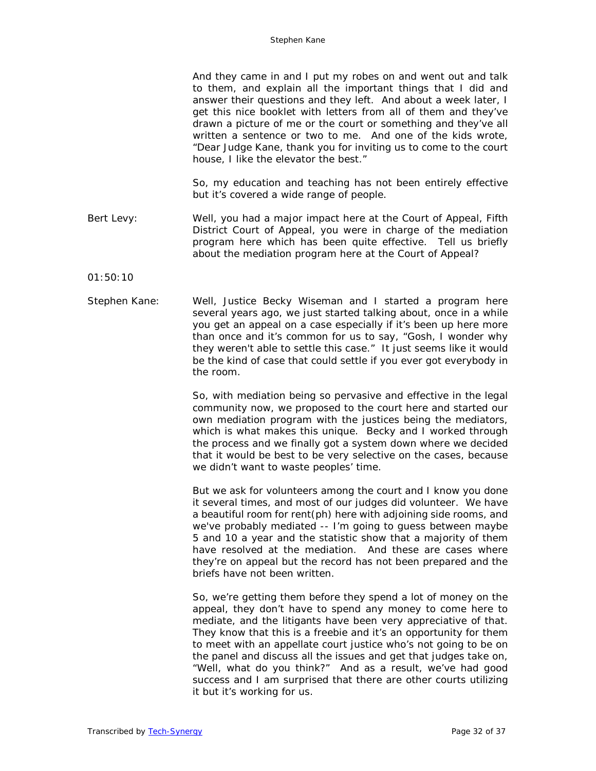And they came in and I put my robes on and went out and talk to them, and explain all the important things that I did and answer their questions and they left. And about a week later, I get this nice booklet with letters from all of them and they've drawn a picture of me or the court or something and they've all written a sentence or two to me. And one of the kids wrote, "Dear Judge Kane, thank you for inviting us to come to the court house, I like the elevator the best."

So, my education and teaching has not been entirely effective but it's covered a wide range of people.

Bert Levy: Well, you had a major impact here at the Court of Appeal, Fifth District Court of Appeal, you were in charge of the mediation program here which has been quite effective. Tell us briefly about the mediation program here at the Court of Appeal?

01:50:10

Stephen Kane: Well, Justice Becky Wiseman and I started a program here several years ago, we just started talking about, once in a while you get an appeal on a case especially if it's been up here more than once and it's common for us to say, "Gosh, I wonder why they weren't able to settle this case." It just seems like it would be the kind of case that could settle if you ever got everybody in the room.

So, with mediation being so pervasive and effective in the legal community now, we proposed to the court here and started our own mediation program with the justices being the mediators, which is what makes this unique. Becky and I worked through the process and we finally got a system down where we decided that it would be best to be very selective on the cases, because we didn't want to waste peoples' time.

But we ask for volunteers among the court and I know you done it several times, and most of our judges did volunteer. We have a beautiful room for rent(ph) here with adjoining side rooms, and we've probably mediated -- I'm going to guess between maybe 5 and 10 a year and the statistic show that a majority of them have resolved at the mediation. And these are cases where they're on appeal but the record has not been prepared and the briefs have not been written.

So, we're getting them before they spend a lot of money on the appeal, they don't have to spend any money to come here to mediate, and the litigants have been very appreciative of that. They know that this is a freebie and it's an opportunity for them to meet with an appellate court justice who's not going to be on the panel and discuss all the issues and get that judges take on, "Well, what do you think?" And as a result, we've had good success and I am surprised that there are other courts utilizing it but it's working for us.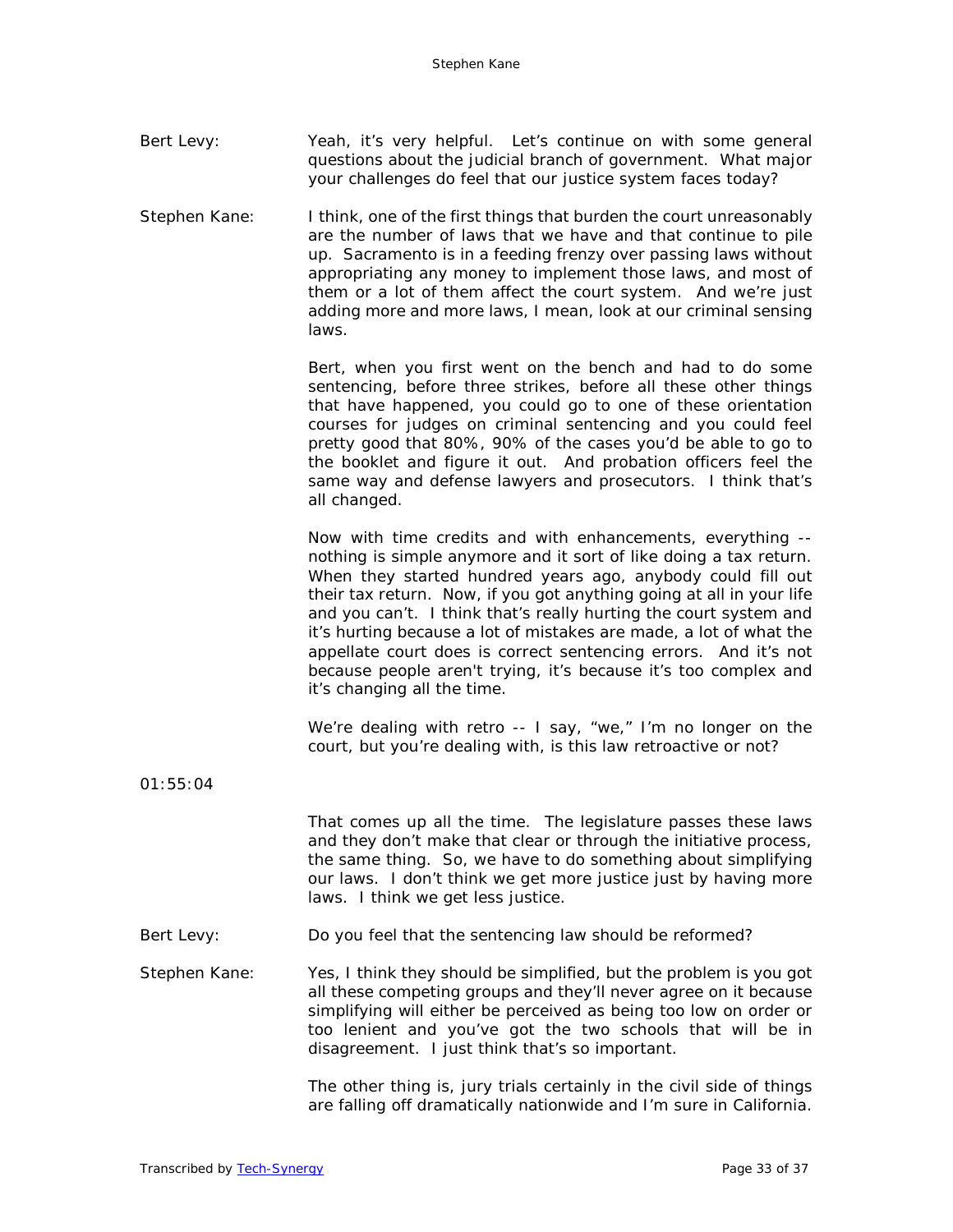Bert Levy: Yeah, it's very helpful. Let's continue on with some general questions about the judicial branch of government. What major your challenges do feel that our justice system faces today?

Stephen Kane: I think, one of the first things that burden the court unreasonably are the number of laws that we have and that continue to pile up. Sacramento is in a feeding frenzy over passing laws without appropriating any money to implement those laws, and most of them or a lot of them affect the court system. And we're just adding more and more laws, I mean, look at our criminal sensing laws.

Bert, when you first went on the bench and had to do some sentencing, before three strikes, before all these other things that have happened, you could go to one of these orientation courses for judges on criminal sentencing and you could feel pretty good that 80%, 90% of the cases you'd be able to go to the booklet and figure it out. And probation officers feel the same way and defense lawyers and prosecutors. I think that's all changed.

Now with time credits and with enhancements, everything -- nothing is simple anymore and it sort of like doing a tax return. When they started hundred years ago, anybody could fill out their tax return. Now, if you got anything going at all in your life and you can't. I think that's really hurting the court system and it's hurting because a lot of mistakes are made, a lot of what the appellate court does is correct sentencing errors. And it's not because people aren't trying, it's because it's too complex and it's changing all the time.

We're dealing with retro -- I say, "we," I'm no longer on the court, but you're dealing with, is this law retroactive or not?

01:55:04

That comes up all the time. The legislature passes these laws and they don't make that clear or through the initiative process, the same thing. So, we have to do something about simplifying our laws. I don't think we get more justice just by having more laws. I think we get less justice.

Bert Levy: Do you feel that the sentencing law should be reformed?

Stephen Kane: Yes, I think they should be simplified, but the problem is you got all these competing groups and they'll never agree on it because simplifying will either be perceived as being too low on order or too lenient and you've got the two schools that will be in disagreement. I just think that's so important.

The other thing is, jury trials certainly in the civil side of things are falling off dramatically nationwide and I'm sure in California.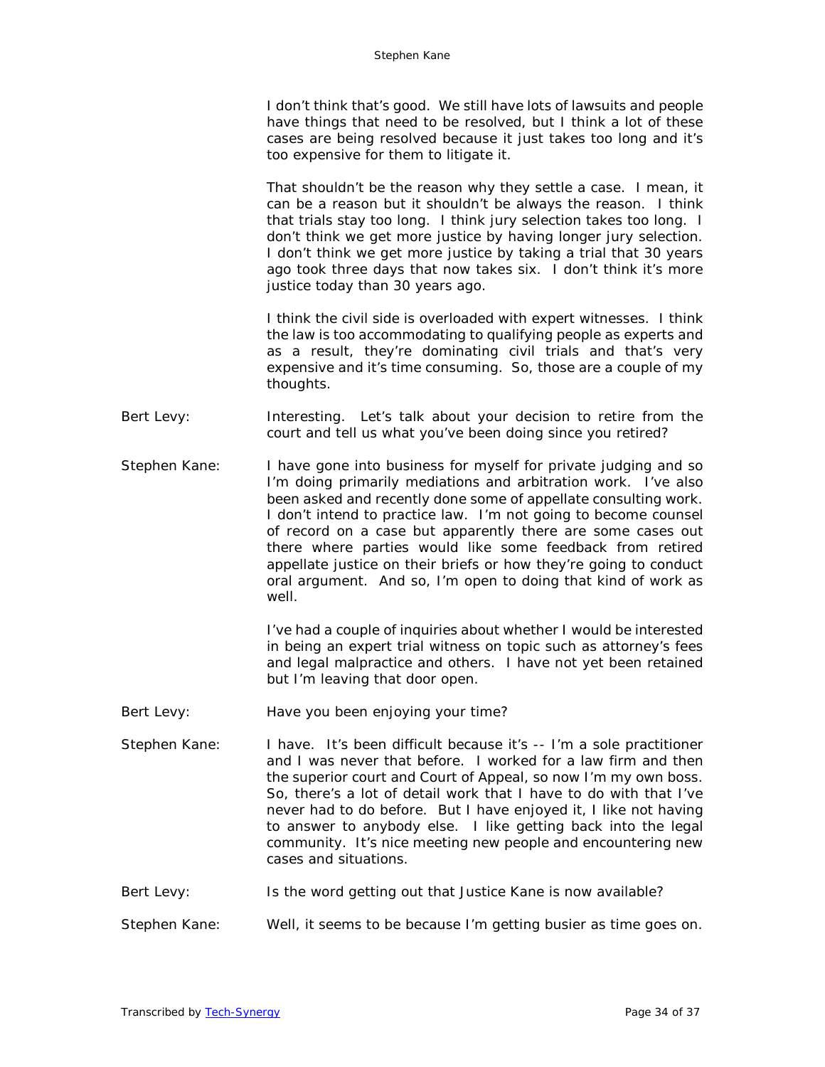I don't think that's good. We still have lots of lawsuits and people have things that need to be resolved, but I think a lot of these cases are being resolved because it just takes too long and it's too expensive for them to litigate it.

That shouldn't be the reason why they settle a case. I mean, it can be a reason but it shouldn't be always the reason. I think that trials stay too long. I think jury selection takes too long. I don't think we get more justice by having longer jury selection. I don't think we get more justice by taking a trial that 30 years ago took three days that now takes six. I don't think it's more justice today than 30 years ago.

I think the civil side is overloaded with expert witnesses. I think the law is too accommodating to qualifying people as experts and as a result, they're dominating civil trials and that's very expensive and it's time consuming. So, those are a couple of my thoughts.

Bert Levy: Interesting. Let's talk about your decision to retire from the court and tell us what you've been doing since you retired?

Stephen Kane: I have gone into business for myself for private judging and so I'm doing primarily mediations and arbitration work. I've also been asked and recently done some of appellate consulting work. I don't intend to practice law. I'm not going to become counsel of record on a case but apparently there are some cases out there where parties would like some feedback from retired appellate justice on their briefs or how they're going to conduct oral argument. And so, I'm open to doing that kind of work as well.

I've had a couple of inquiries about whether I would be interested in being an expert trial witness on topic such as attorney's fees and legal malpractice and others. I have not yet been retained but I'm leaving that door open.

Bert Levy: Have you been enjoying your time?

Stephen Kane: I have. It's been difficult because it's -- I'm a sole practitioner and I was never that before. I worked for a law firm and then the superior court and Court of Appeal, so now I'm my own boss. So, there's a lot of detail work that I have to do with that I've never had to do before. But I have enjoyed it, I like not having to answer to anybody else. I like getting back into the legal community. It's nice meeting new people and encountering new cases and situations.

Bert Levy: Is the word getting out that Justice Kane is now available?

Stephen Kane: Well, it seems to be because I'm getting busier as time goes on.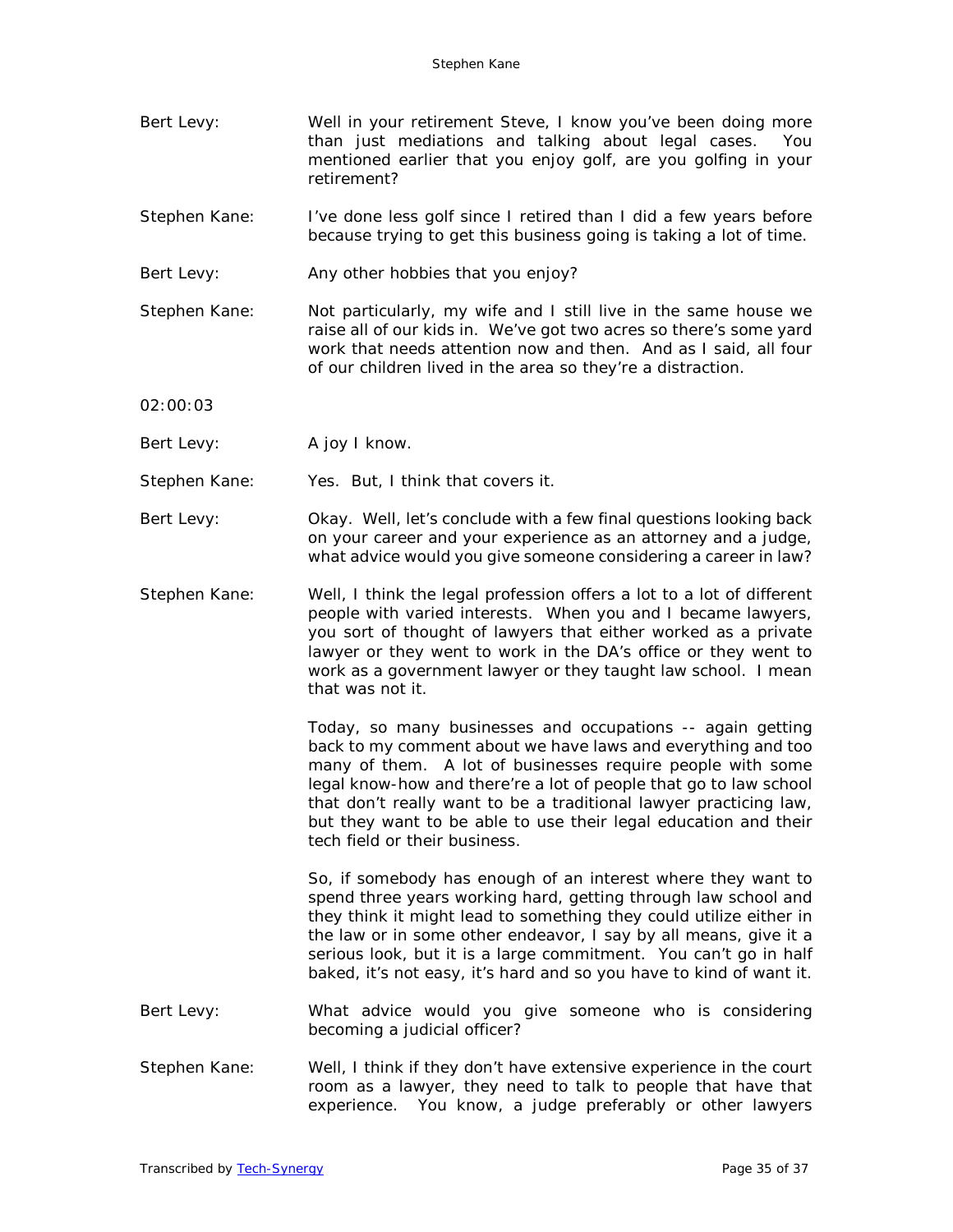Bert Levy: Well in your retirement Steve, I know you've been doing more than just mediations and talking about legal cases. You mentioned earlier that you enjoy golf, are you golfing in your retirement?

Stephen Kane: I've done less golf since I retired than I did a few years before because trying to get this business going is taking a lot of time.

Bert Levy: Any other hobbies that you enjoy?

Stephen Kane: Not particularly, my wife and I still live in the same house we raise all of our kids in. We've got two acres so there's some yard work that needs attention now and then. And as I said, all four of our children lived in the area so they're a distraction.

02:00:03

Bert Levy: A joy I know.

Stephen Kane: Yes. But, I think that covers it.

Bert Levy: Okay. Well, let's conclude with a few final questions looking back on your career and your experience as an attorney and a judge, what advice would you give someone considering a career in law?

Stephen Kane: Well, I think the legal profession offers a lot to a lot of different people with varied interests. When you and I became lawyers, you sort of thought of lawyers that either worked as a private lawyer or they went to work in the DA's office or they went to work as a government lawyer or they taught law school. I mean that was not it.

Today, so many businesses and occupations -- again getting back to my comment about we have laws and everything and too many of them. A lot of businesses require people with some legal know-how and there're a lot of people that go to law school that don't really want to be a traditional lawyer practicing law, but they want to be able to use their legal education and their tech field or their business.

So, if somebody has enough of an interest where they want to spend three years working hard, getting through law school and they think it might lead to something they could utilize either in the law or in some other endeavor, I say by all means, give it a serious look, but it is a large commitment. You can't go in half baked, it's not easy, it's hard and so you have to kind of want it.

Bert Levy: What advice would you give someone who is considering becoming a judicial officer?

Stephen Kane: Well, I think if they don't have extensive experience in the court room as a lawyer, they need to talk to people that have that experience. You know, a judge preferably or other lawyers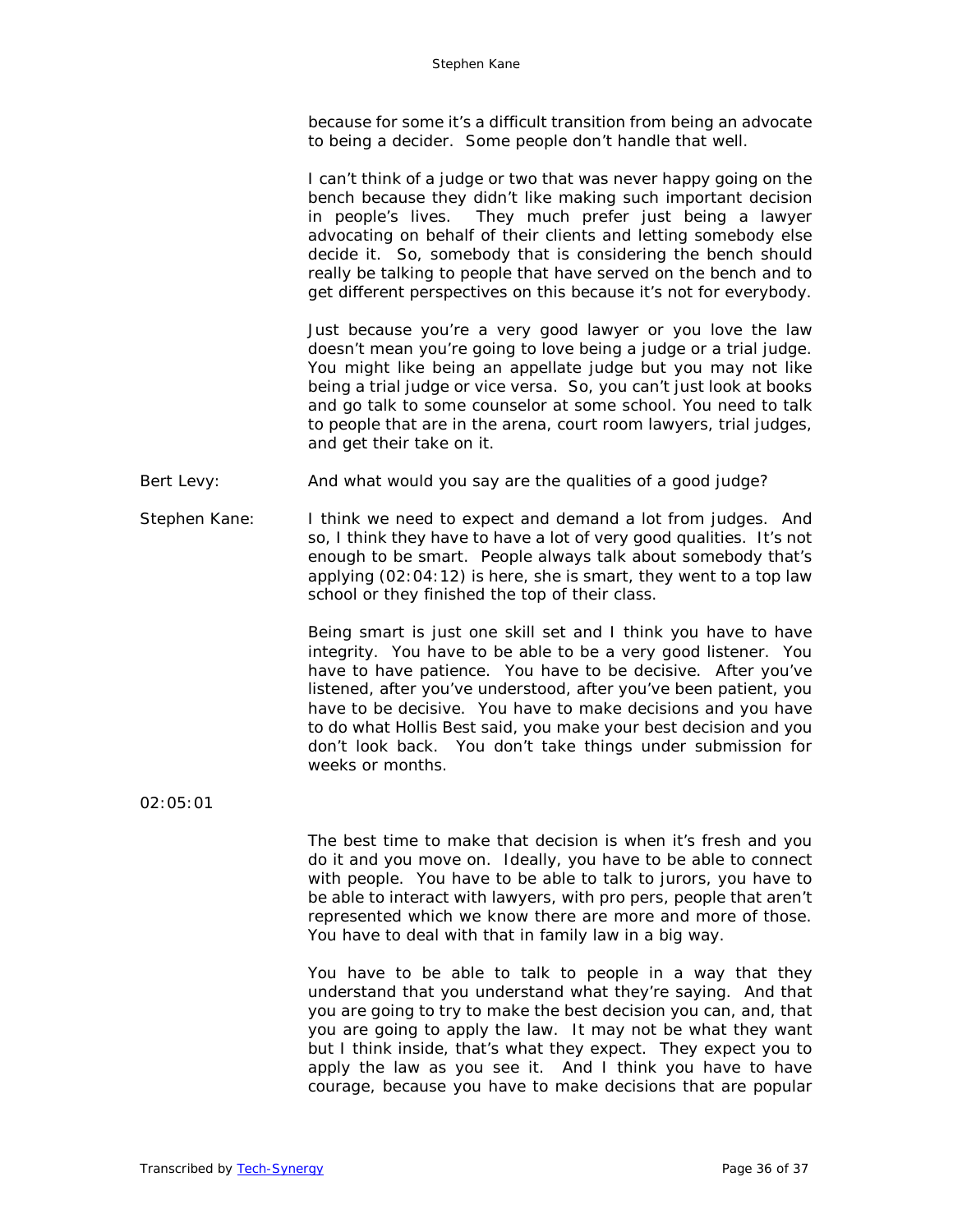because for some it's a difficult transition from being an advocate to being a decider. Some people don't handle that well.

I can't think of a judge or two that was never happy going on the bench because they didn't like making such important decision in people's lives. They much prefer just being a lawyer advocating on behalf of their clients and letting somebody else decide it. So, somebody that is considering the bench should really be talking to people that have served on the bench and to get different perspectives on this because it's not for everybody.

Just because you're a very good lawyer or you love the law doesn't mean you're going to love being a judge or a trial judge. You might like being an appellate judge but you may not like being a trial judge or vice versa. So, you can't just look at books and go talk to some counselor at some school. You need to talk to people that are in the arena, court room lawyers, trial judges, and get their take on it.

Bert Levy: And what would you say are the qualities of a good judge?

Stephen Kane: I think we need to expect and demand a lot from judges. And so, I think they have to have a lot of very good qualities. It's not enough to be smart. People always talk about somebody that's applying (02:04:12) is here, she is smart, they went to a top law school or they finished the top of their class.

Being smart is just one skill set and I think you have to have integrity. You have to be able to be a very good listener. You have to have patience. You have to be decisive. After you've listened, after you've understood, after you've been patient, you have to be decisive. You have to make decisions and you have to do what Hollis Best said, you make your best decision and you don't look back. You don't take things under submission for weeks or months.

02:05:01

The best time to make that decision is when it's fresh and you do it and you move on. Ideally, you have to be able to connect with people. You have to be able to talk to jurors, you have to be able to interact with lawyers, with pro pers, people that aren't represented which we know there are more and more of those. You have to deal with that in family law in a big way.

You have to be able to talk to people in a way that they understand that you understand what they're saying. And that you are going to try to make the best decision you can, and, that you are going to apply the law. It may not be what they want but I think inside, that's what they expect. They expect you to apply the law as you see it. And I think you have to have courage, because you have to make decisions that are popular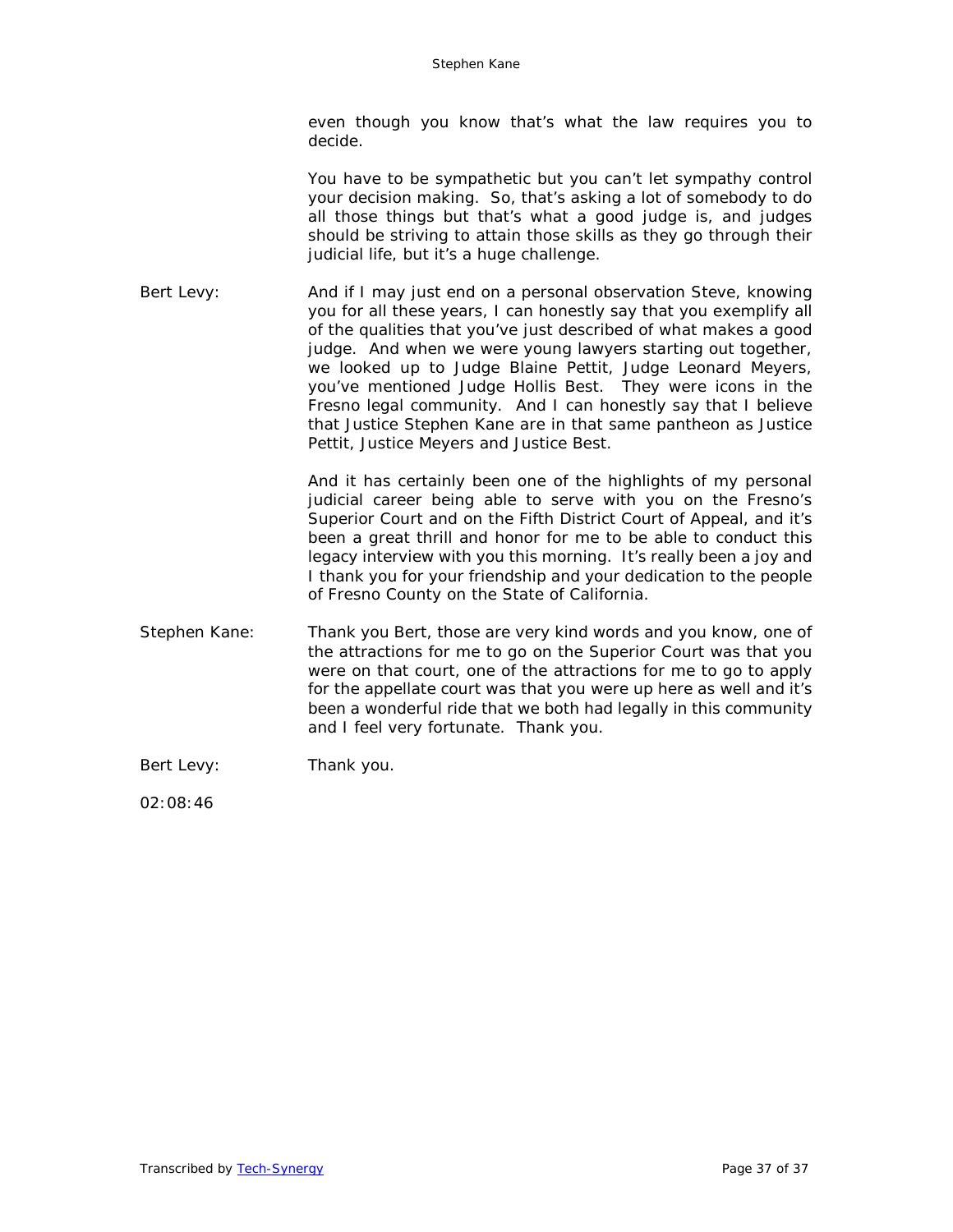even though you know that's what the law requires you to decide.

You have to be sympathetic but you can't let sympathy control your decision making. So, that's asking a lot of somebody to do all those things but that's what a good judge is, and judges should be striving to attain those skills as they go through their judicial life, but it's a huge challenge.

Bert Levy: And if I may just end on a personal observation Steve, knowing you for all these years, I can honestly say that you exemplify all of the qualities that you've just described of what makes a good judge. And when we were young lawyers starting out together, we looked up to Judge Blaine Pettit, Judge Leonard Meyers, you've mentioned Judge Hollis Best. They were icons in the Fresno legal community. And I can honestly say that I believe that Justice Stephen Kane are in that same pantheon as Justice Pettit, Justice Meyers and Justice Best.

And it has certainly been one of the highlights of my personal judicial career being able to serve with you on the Fresno's Superior Court and on the Fifth District Court of Appeal, and it's been a great thrill and honor for me to be able to conduct this legacy interview with you this morning. It's really been a joy and I thank you for your friendship and your dedication to the people of Fresno County on the State of California.

Stephen Kane: Thank you Bert, those are very kind words and you know, one of the attractions for me to go on the Superior Court was that you were on that court, one of the attractions for me to go to apply for the appellate court was that you were up here as well and it's been a wonderful ride that we both had legally in this community and I feel very fortunate. Thank you.

Bert Levy: Thank you.

02:08:46

Transcribed by Tech-Synergy